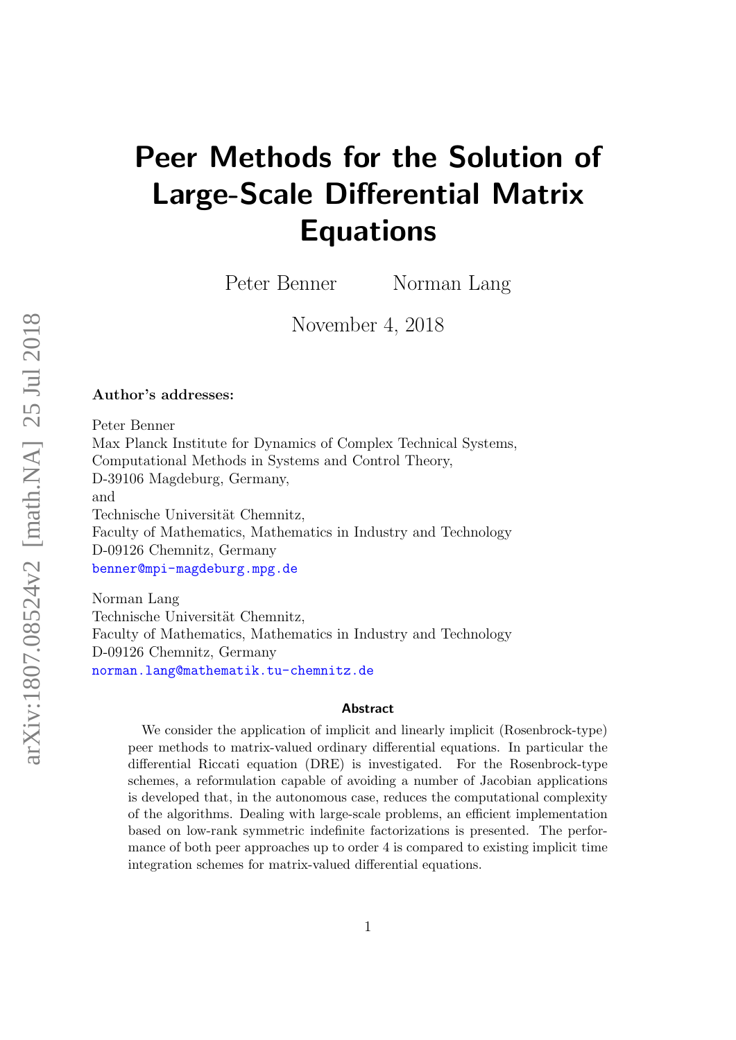# Peer Methods for the Solution of Large-Scale Differential Matrix Equations

Peter Benner    Norman Lang

November 4, 2018

**Author's addresses:**

Peter Benner
Max Planck Institute for Dynamics of Complex Technical Systems,
Computational Methods in Systems and Control Theory,
D-39106 Magdeburg, Germany,
and
Technische Universität Chemnitz,
Faculty of Mathematics, Mathematics in Industry and Technology
D-09126 Chemnitz, Germany
benner@mpi-magdeburg.mpg.de

Norman Lang
Technische Universität Chemnitz,
Faculty of Mathematics, Mathematics in Industry and Technology
D-09126 Chemnitz, Germany
norman.lang@mathematik.tu-chemnitz.de

**Abstract**

We consider the application of implicit and linearly implicit (Rosenbrock-type) peer methods to matrix-valued ordinary differential equations. In particular the differential Riccati equation (DRE) is investigated. For the Rosenbrock-type schemes, a reformulation capable of avoiding a number of Jacobian applications is developed that, in the autonomous case, reduces the computational complexity of the algorithms. Dealing with large-scale problems, an efficient implementation based on low-rank symmetric indefinite factorizations is presented. The performance of both peer approaches up to order 4 is compared to existing implicit time integration schemes for matrix-valued differential equations.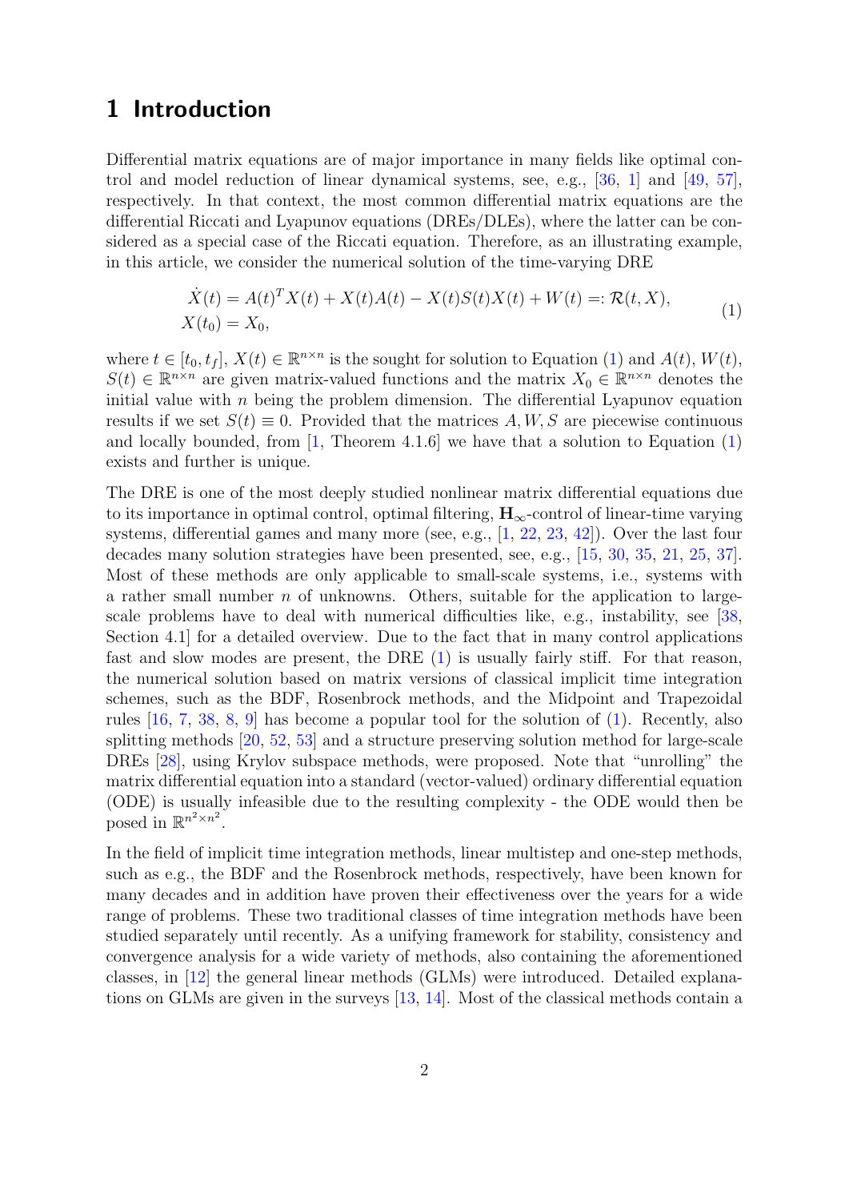# 1 Introduction

Differential matrix equations are of major importance in many fields like optimal control and model reduction of linear dynamical systems, see, e.g., [36, 1] and [49, 57], respectively. In that context, the most common differential matrix equations are the differential Riccati and Lyapunov equations (DREs/DLEs), where the latter can be considered as a special case of the Riccati equation. Therefore, as an illustrating example, in this article, we consider the numerical solution of the time-varying DRE

$$
\begin{aligned}
\dot{X}(t) &= A(t)^T X(t) + X(t)A(t) - X(t)S(t)X(t) + W(t) =: \mathcal{R}(t, X), \\
X(t_0) &= X_0,
\end{aligned}
\tag{1}
$$

where $t \in [t_0, t_f]$, $X(t) \in \mathbb{R}^{n\times n}$ is the sought for solution to Equation (1) and $A(t)$, $W(t)$, $S(t) \in \mathbb{R}^{n\times n}$ are given matrix-valued functions and the matrix $X_0 \in \mathbb{R}^{n\times n}$ denotes the initial value with $n$ being the problem dimension. The differential Lyapunov equation results if we set $S(t) \equiv 0$. Provided that the matrices $A, W, S$ are piecewise continuous and locally bounded, from [1, Theorem 4.1.6] we have that a solution to Equation (1) exists and further is unique.

The DRE is one of the most deeply studied nonlinear matrix differential equations due to its importance in optimal control, optimal filtering, $\mathbf{H}_\infty$-control of linear-time varying systems, differential games and many more (see, e.g., [1, 22, 23, 42]). Over the last four decades many solution strategies have been presented, see, e.g., [15, 30, 35, 21, 25, 37]. Most of these methods are only applicable to small-scale systems, i.e., systems with a rather small number $n$ of unknowns. Others, suitable for the application to large-scale problems have to deal with numerical difficulties like, e.g., instability, see [38, Section 4.1] for a detailed overview. Due to the fact that in many control applications fast and slow modes are present, the DRE (1) is usually fairly stiff. For that reason, the numerical solution based on matrix versions of classical implicit time integration schemes, such as the BDF, Rosenbrock methods, and the Midpoint and Trapezoidal rules [16, 7, 38, 8, 9] has become a popular tool for the solution of (1). Recently, also splitting methods [20, 52, 53] and a structure preserving solution method for large-scale DREs [28], using Krylov subspace methods, were proposed. Note that "unrolling" the matrix differential equation into a standard (vector-valued) ordinary differential equation (ODE) is usually infeasible due to the resulting complexity - the ODE would then be posed in $\mathbb{R}^{n^2\times n^2}$.

In the field of implicit time integration methods, linear multistep and one-step methods, such as e.g., the BDF and the Rosenbrock methods, respectively, have been known for many decades and in addition have proven their effectiveness over the years for a wide range of problems. These two traditional classes of time integration methods have been studied separately until recently. As a unifying framework for stability, consistency and convergence analysis for a wide variety of methods, also containing the aforementioned classes, in [12] the general linear methods (GLMs) were introduced. Detailed explanations on GLMs are given in the surveys [13, 14]. Most of the classical methods contain a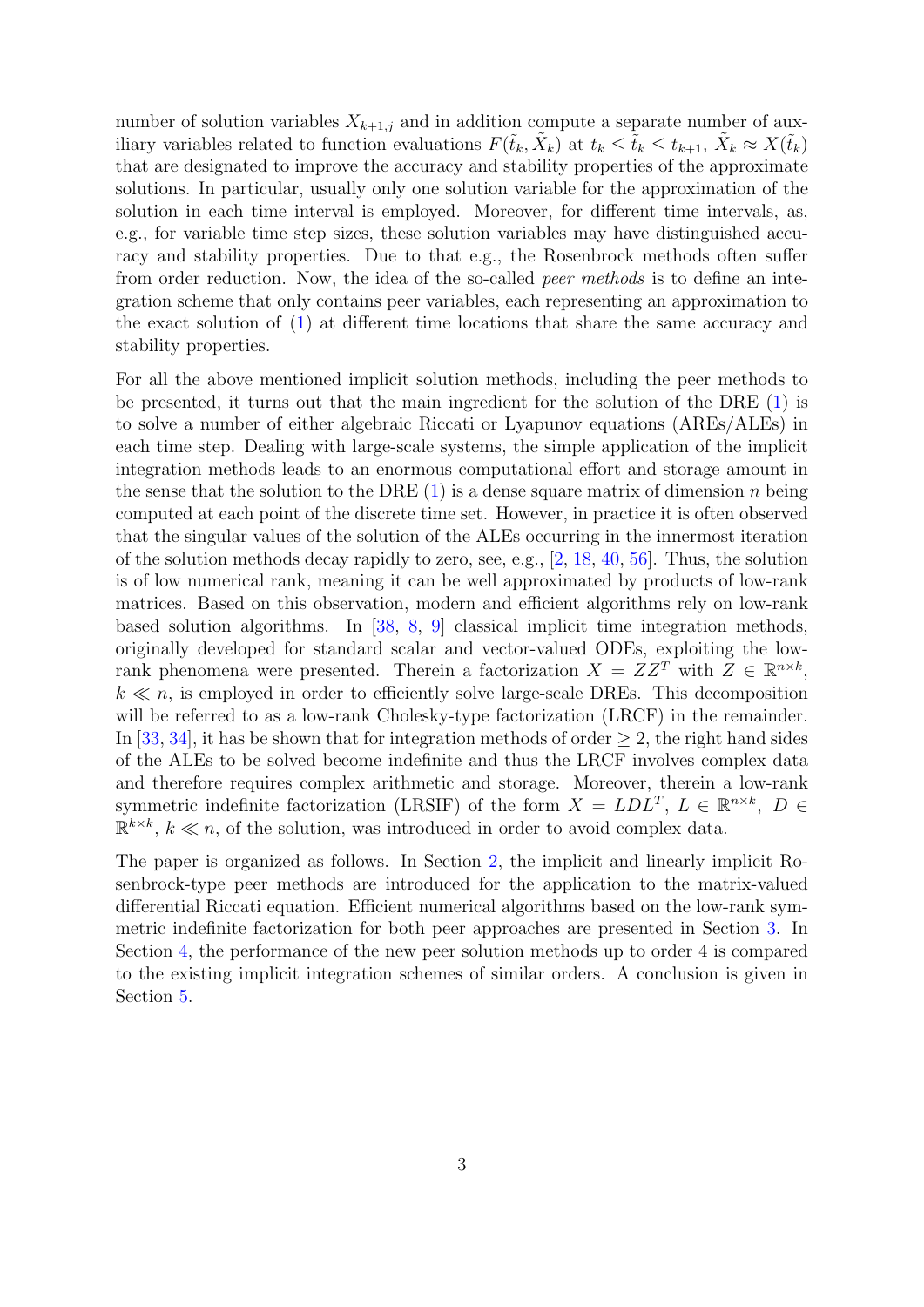number of solution variables $X_{k+1,j}$ and in addition compute a separate number of auxiliary variables related to function evaluations $F(\tilde{t}_k, \tilde{X}_k)$ at $t_k \leq \tilde{t}_k \leq t_{k+1}$, $\tilde{X}_k \approx X(\tilde{t}_k)$ that are designated to improve the accuracy and stability properties of the approximate solutions. In particular, usually only one solution variable for the approximation of the solution in each time interval is employed. Moreover, for different time intervals, as, e.g., for variable time step sizes, these solution variables may have distinguished accuracy and stability properties. Due to that e.g., the Rosenbrock methods often suffer from order reduction. Now, the idea of the so-called *peer methods* is to define an integration scheme that only contains peer variables, each representing an approximation to the exact solution of (1) at different time locations that share the same accuracy and stability properties.

For all the above mentioned implicit solution methods, including the peer methods to be presented, it turns out that the main ingredient for the solution of the DRE (1) is to solve a number of either algebraic Riccati or Lyapunov equations (AREs/ALEs) in each time step. Dealing with large-scale systems, the simple application of the implicit integration methods leads to an enormous computational effort and storage amount in the sense that the solution to the DRE (1) is a dense square matrix of dimension $n$ being computed at each point of the discrete time set. However, in practice it is often observed that the singular values of the solution of the ALEs occurring in the innermost iteration of the solution methods decay rapidly to zero, see, e.g., [2, 18, 40, 56]. Thus, the solution is of low numerical rank, meaning it can be well approximated by products of low-rank matrices. Based on this observation, modern and efficient algorithms rely on low-rank based solution algorithms. In [38, 8, 9] classical implicit time integration methods, originally developed for standard scalar and vector-valued ODEs, exploiting the low-rank phenomena were presented. Therein a factorization $X = ZZ^T$ with $Z \in \mathbb{R}^{n \times k}$, $k \ll n$, is employed in order to efficiently solve large-scale DREs. This decomposition will be referred to as a low-rank Cholesky-type factorization (LRCF) in the remainder. In [33, 34], it has be shown that for integration methods of order $\geq 2$, the right hand sides of the ALEs to be solved become indefinite and thus the LRCF involves complex data and therefore requires complex arithmetic and storage. Moreover, therein a low-rank symmetric indefinite factorization (LRSIF) of the form $X = LDL^T$, $L \in \mathbb{R}^{n \times k}$, $D \in \mathbb{R}^{k \times k}$, $k \ll n$, of the solution, was introduced in order to avoid complex data.

The paper is organized as follows. In Section 2, the implicit and linearly implicit Rosenbrock-type peer methods are introduced for the application to the matrix-valued differential Riccati equation. Efficient numerical algorithms based on the low-rank symmetric indefinite factorization for both peer approaches are presented in Section 3. In Section 4, the performance of the new peer solution methods up to order 4 is compared to the existing implicit integration schemes of similar orders. A conclusion is given in Section 5.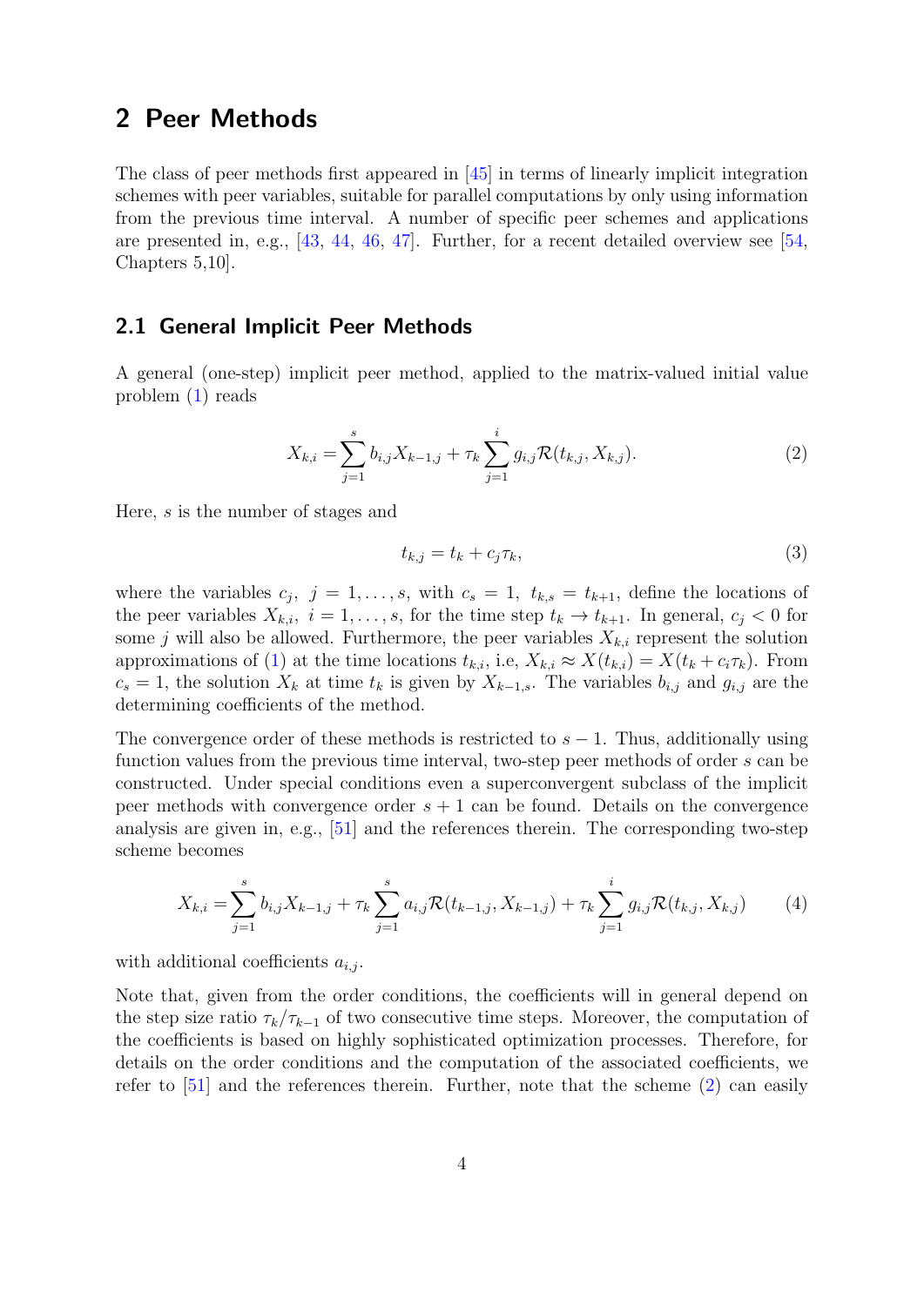## 2 Peer Methods

The class of peer methods first appeared in [45] in terms of linearly implicit integration schemes with peer variables, suitable for parallel computations by only using information from the previous time interval. A number of specific peer schemes and applications are presented in, e.g., [43, 44, 46, 47]. Further, for a recent detailed overview see [54, Chapters 5,10].

### 2.1 General Implicit Peer Methods

A general (one-step) implicit peer method, applied to the matrix-valued initial value problem (1) reads

$$X_{k,i} = \sum_{j=1}^{s} b_{i,j} X_{k-1,j} + \tau_k \sum_{j=1}^{i} g_{i,j} \mathcal{R}(t_{k,j}, X_{k,j}). \tag{2}$$

Here, $s$ is the number of stages and

$$t_{k,j} = t_k + c_j \tau_k, \tag{3}$$

where the variables $c_j,\ j = 1, \ldots, s$, with $c_s = 1,\ t_{k,s} = t_{k+1}$, define the locations of the peer variables $X_{k,i},\ i = 1, \ldots, s$, for the time step $t_k \to t_{k+1}$. In general, $c_j < 0$ for some $j$ will also be allowed. Furthermore, the peer variables $X_{k,i}$ represent the solution approximations of (1) at the time locations $t_{k,i}$, i.e, $X_{k,i} \approx X(t_{k,i}) = X(t_k + c_i \tau_k)$. From $c_s = 1$, the solution $X_k$ at time $t_k$ is given by $X_{k-1,s}$. The variables $b_{i,j}$ and $g_{i,j}$ are the determining coefficients of the method.

The convergence order of these methods is restricted to $s - 1$. Thus, additionally using function values from the previous time interval, two-step peer methods of order $s$ can be constructed. Under special conditions even a superconvergent subclass of the implicit peer methods with convergence order $s + 1$ can be found. Details on the convergence analysis are given in, e.g., [51] and the references therein. The corresponding two-step scheme becomes

$$X_{k,i} = \sum_{j=1}^{s} b_{i,j} X_{k-1,j} + \tau_k \sum_{j=1}^{s} a_{i,j} \mathcal{R}(t_{k-1,j}, X_{k-1,j}) + \tau_k \sum_{j=1}^{i} g_{i,j} \mathcal{R}(t_{k,j}, X_{k,j}) \tag{4}$$

with additional coefficients $a_{i,j}$.

Note that, given from the order conditions, the coefficients will in general depend on the step size ratio $\tau_k / \tau_{k-1}$ of two consecutive time steps. Moreover, the computation of the coefficients is based on highly sophisticated optimization processes. Therefore, for details on the order conditions and the computation of the associated coefficients, we refer to [51] and the references therein. Further, note that the scheme (2) can easily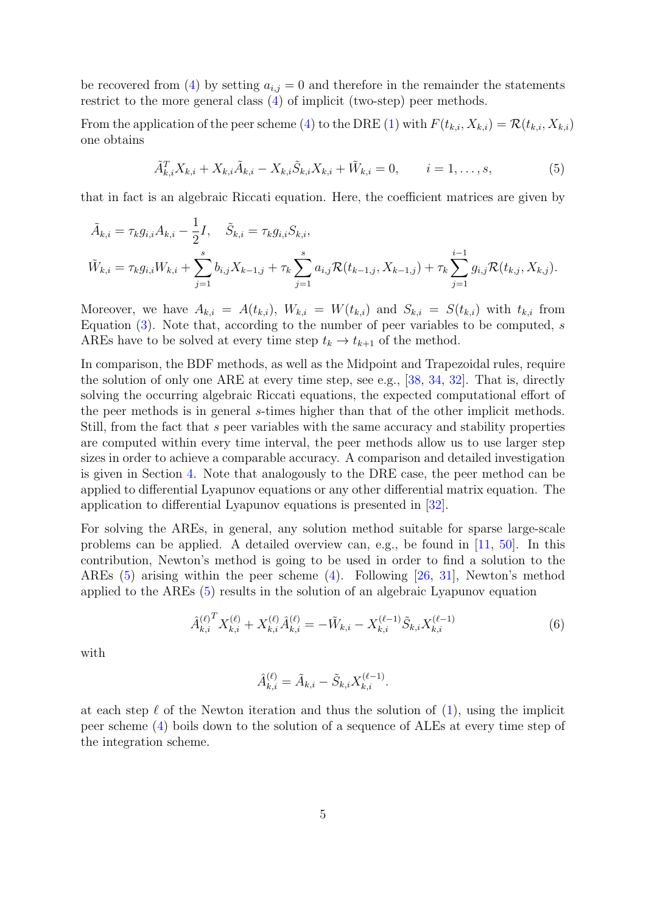be recovered from (4) by setting $a_{i,j} = 0$ and therefore in the remainder the statements restrict to the more general class (4) of implicit (two-step) peer methods.

From the application of the peer scheme (4) to the DRE (1) with $F(t_{k,i}, X_{k,i}) = \mathcal{R}(t_{k,i}, X_{k,i})$ one obtains

$$\tilde{A}_{k,i}^T X_{k,i} + X_{k,i}\tilde{A}_{k,i} - X_{k,i}\tilde{S}_{k,i}X_{k,i} + \tilde{W}_{k,i} = 0, \qquad i = 1, \dots, s, \tag{5}$$

that in fact is an algebraic Riccati equation. Here, the coefficient matrices are given by

$$\tilde{A}_{k,i} = \tau_k g_{i,i} A_{k,i} - \frac{1}{2}I, \quad \tilde{S}_{k,i} = \tau_k g_{i,i} S_{k,i},$$
$$\tilde{W}_{k,i} = \tau_k g_{i,i} W_{k,i} + \sum_{j=1}^{s} b_{i,j} X_{k-1,j} + \tau_k \sum_{j=1}^{s} a_{i,j} \mathcal{R}(t_{k-1,j}, X_{k-1,j}) + \tau_k \sum_{j=1}^{i-1} g_{i,j} \mathcal{R}(t_{k,j}, X_{k,j}).$$

Moreover, we have $A_{k,i} = A(t_{k,i})$, $W_{k,i} = W(t_{k,i})$ and $S_{k,i} = S(t_{k,i})$ with $t_{k,i}$ from Equation (3). Note that, according to the number of peer variables to be computed, $s$ AREs have to be solved at every time step $t_k \to t_{k+1}$ of the method.

In comparison, the BDF methods, as well as the Midpoint and Trapezoidal rules, require the solution of only one ARE at every time step, see e.g., [38, 34, 32]. That is, directly solving the occurring algebraic Riccati equations, the expected computational effort of the peer methods is in general $s$-times higher than that of the other implicit methods. Still, from the fact that $s$ peer variables with the same accuracy and stability properties are computed within every time interval, the peer methods allow us to use larger step sizes in order to achieve a comparable accuracy. A comparison and detailed investigation is given in Section 4. Note that analogously to the DRE case, the peer method can be applied to differential Lyapunov equations or any other differential matrix equation. The application to differential Lyapunov equations is presented in [32].

For solving the AREs, in general, any solution method suitable for sparse large-scale problems can be applied. A detailed overview can, e.g., be found in [11, 50]. In this contribution, Newton's method is going to be used in order to find a solution to the AREs (5) arising within the peer scheme (4). Following [26, 31], Newton's method applied to the AREs (5) results in the solution of an algebraic Lyapunov equation

$$\hat{A}_{k,i}^{(\ell)^T} X_{k,i}^{(\ell)} + X_{k,i}^{(\ell)} \hat{A}_{k,i}^{(\ell)} = -\tilde{W}_{k,i} - X_{k,i}^{(\ell-1)} \tilde{S}_{k,i} X_{k,i}^{(\ell-1)} \tag{6}$$

with

$$\hat{A}_{k,i}^{(\ell)} = \tilde{A}_{k,i} - \tilde{S}_{k,i} X_{k,i}^{(\ell-1)}.$$

at each step $\ell$ of the Newton iteration and thus the solution of (1), using the implicit peer scheme (4) boils down to the solution of a sequence of ALEs at every time step of the integration scheme.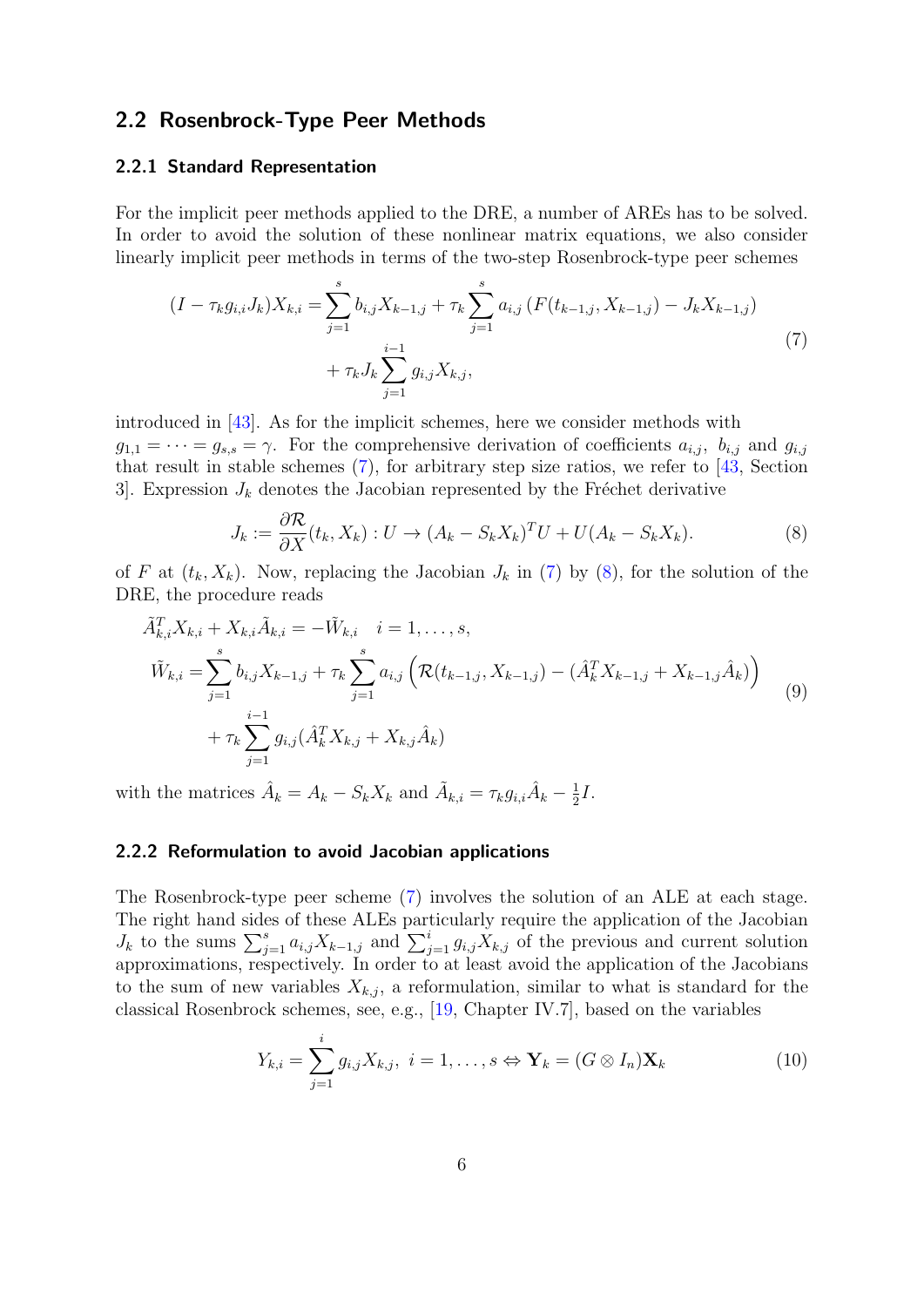## 2.2 Rosenbrock-Type Peer Methods

### 2.2.1 Standard Representation

For the implicit peer methods applied to the DRE, a number of AREs has to be solved. In order to avoid the solution of these nonlinear matrix equations, we also consider linearly implicit peer methods in terms of the two-step Rosenbrock-type peer schemes

$$
\begin{aligned}
(I - \tau_k g_{i,i} J_k) X_{k,i} = &\sum_{j=1}^{s} b_{i,j} X_{k-1,j} + \tau_k \sum_{j=1}^{s} a_{i,j} \left( F(t_{k-1,j}, X_{k-1,j}) - J_k X_{k-1,j} \right) \\
&+ \tau_k J_k \sum_{j=1}^{i-1} g_{i,j} X_{k,j},
\end{aligned}
\tag{7}
$$

introduced in [43]. As for the implicit schemes, here we consider methods with $g_{1,1} = \cdots = g_{s,s} = \gamma$. For the comprehensive derivation of coefficients $a_{i,j},\ b_{i,j}$ and $g_{i,j}$ that result in stable schemes (7), for arbitrary step size ratios, we refer to [43, Section 3]. Expression $J_k$ denotes the Jacobian represented by the Fréchet derivative

$$
J_k := \frac{\partial \mathcal{R}}{\partial X}(t_k, X_k) : U \to (A_k - S_k X_k)^T U + U (A_k - S_k X_k). \tag{8}
$$

of $F$ at $(t_k, X_k)$. Now, replacing the Jacobian $J_k$ in (7) by (8), for the solution of the DRE, the procedure reads

$$
\begin{aligned}
\tilde{A}_{k,i}^T X_{k,i} + X_{k,i} \tilde{A}_{k,i} &= -\tilde{W}_{k,i} \quad i = 1, \ldots, s, \\
\tilde{W}_{k,i} &= \sum_{j=1}^{s} b_{i,j} X_{k-1,j} + \tau_k \sum_{j=1}^{s} a_{i,j} \left( \mathcal{R}(t_{k-1,j}, X_{k-1,j}) - (\hat{A}_k^T X_{k-1,j} + X_{k-1,j} \hat{A}_k) \right) \\
&\quad + \tau_k \sum_{j=1}^{i-1} g_{i,j} (\hat{A}_k^T X_{k,j} + X_{k,j} \hat{A}_k)
\end{aligned}
\tag{9}
$$

with the matrices $\hat{A}_k = A_k - S_k X_k$ and $\tilde{A}_{k,i} = \tau_k g_{i,i} \hat{A}_k - \frac{1}{2} I$.

### 2.2.2 Reformulation to avoid Jacobian applications

The Rosenbrock-type peer scheme (7) involves the solution of an ALE at each stage. The right hand sides of these ALEs particularly require the application of the Jacobian $J_k$ to the sums $\sum_{j=1}^{s} a_{i,j} X_{k-1,j}$ and $\sum_{j=1}^{i} g_{i,j} X_{k,j}$ of the previous and current solution approximations, respectively. In order to at least avoid the application of the Jacobians to the sum of new variables $X_{k,j}$, a reformulation, similar to what is standard for the classical Rosenbrock schemes, see, e.g., [19, Chapter IV.7], based on the variables

$$
Y_{k,i} = \sum_{j=1}^{i} g_{i,j} X_{k,j},\ i = 1, \ldots, s \Leftrightarrow \mathbf{Y}_k = (G \otimes I_n) \mathbf{X}_k \tag{10}
$$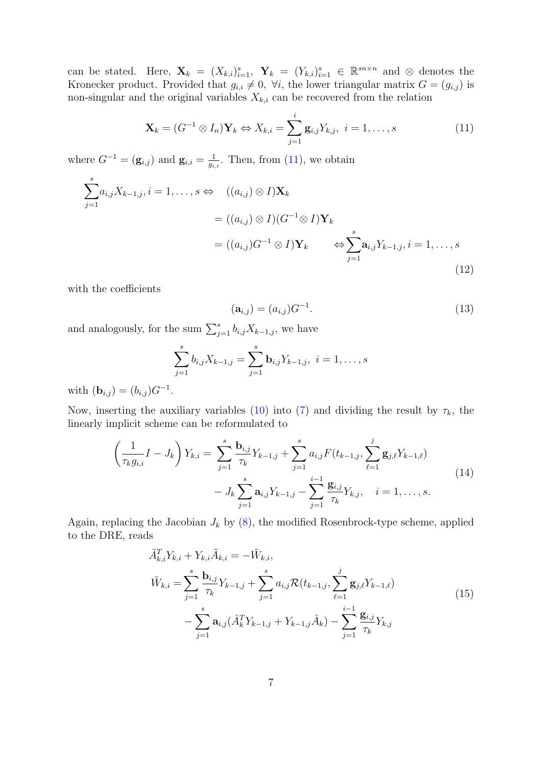can be stated. Here, $\mathbf{X}_k = (X_{k,i})_{i=1}^s$, $\mathbf{Y}_k = (Y_{k,i})_{i=1}^s \in \mathbb{R}^{sn\times n}$ and $\otimes$ denotes the Kronecker product. Provided that $g_{i,i} \neq 0$, $\forall i$, the lower triangular matrix $G = (g_{i,j})$ is non-singular and the original variables $X_{k,i}$ can be recovered from the relation

$$\mathbf{X}_k = (G^{-1} \otimes I_n)\mathbf{Y}_k \Leftrightarrow X_{k,i} = \sum_{j=1}^{i} \mathbf{g}_{i,j} Y_{k,j},\ i = 1,\dots,s \tag{11}$$

where $G^{-1} = (\mathbf{g}_{i,j})$ and $\mathbf{g}_{i,i} = \frac{1}{g_{i,i}}$. Then, from (11), we obtain

$$\begin{aligned}
\sum_{j=1}^{s} a_{i,j} X_{k-1,j}, i = 1,\dots,s \Leftrightarrow \quad & ((a_{i,j}) \otimes I)\mathbf{X}_k \\
&= ((a_{i,j}) \otimes I)(G^{-1} \otimes I)\mathbf{Y}_k \\
&= ((a_{i,j})G^{-1} \otimes I)\mathbf{Y}_k \qquad \Leftrightarrow \sum_{j=1}^{s} \mathbf{a}_{i,j} Y_{k-1,j}, i = 1,\dots,s
\end{aligned} \tag{12}$$

with the coefficients

$$(\mathbf{a}_{i,j}) = (a_{i,j})G^{-1}. \tag{13}$$

and analogously, for the sum $\sum_{j=1}^{s} b_{i,j} X_{k-1,j}$, we have

$$\sum_{j=1}^{s} b_{i,j} X_{k-1,j} = \sum_{j=1}^{s} \mathbf{b}_{i,j} Y_{k-1,j},\ i = 1,\dots,s$$

with $(\mathbf{b}_{i,j}) = (b_{i,j})G^{-1}$.

Now, inserting the auxiliary variables (10) into (7) and dividing the result by $\tau_k$, the linearly implicit scheme can be reformulated to

$$\begin{aligned}
\left(\frac{1}{\tau_k g_{i,i}} I - J_k\right) Y_{k,i} = &\sum_{j=1}^{s} \frac{\mathbf{b}_{i,j}}{\tau_k} Y_{k-1,j} + \sum_{j=1}^{s} a_{i,j} F(t_{k-1,j}, \sum_{\ell=1}^{j} \mathbf{g}_{j,\ell} Y_{k-1,\ell}) \\
&- J_k \sum_{j=1}^{s} \mathbf{a}_{i,j} Y_{k-1,j} - \sum_{j=1}^{i-1} \frac{\mathbf{g}_{i,j}}{\tau_k} Y_{k,j}, \quad i = 1,\dots,s.
\end{aligned} \tag{14}$$

Again, replacing the Jacobian $J_k$ by (8), the modified Rosenbrock-type scheme, applied to the DRE, reads

$$\begin{aligned}
&\tilde{A}_{k,i}^T Y_{k,i} + Y_{k,i}\tilde{A}_{k,i} = -\tilde{W}_{k,i}, \\
&\tilde{W}_{k,i} = \sum_{j=1}^{s} \frac{\mathbf{b}_{i,j}}{\tau_k} Y_{k-1,j} + \sum_{j=1}^{s} a_{i,j} \mathcal{R}(t_{k-1,j}, \sum_{\ell=1}^{j} \mathbf{g}_{j,\ell} Y_{k-1,\ell}) \\
&\qquad - \sum_{j=1}^{s} \mathbf{a}_{i,j} (\hat{A}_k^T Y_{k-1,j} + Y_{k-1,j}\hat{A}_k) - \sum_{j=1}^{i-1} \frac{\mathbf{g}_{i,j}}{\tau_k} Y_{k,j}
\end{aligned} \tag{15}$$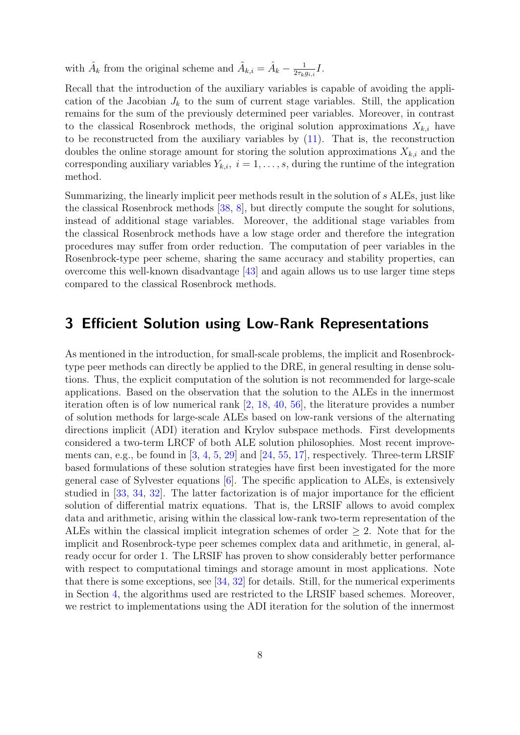with $\hat{A}_k$ from the original scheme and $\tilde{A}_{k,i} = \hat{A}_k - \frac{1}{2\tau_k g_{i,i}} I$.

Recall that the introduction of the auxiliary variables is capable of avoiding the application of the Jacobian $J_k$ to the sum of current stage variables. Still, the application remains for the sum of the previously determined peer variables. Moreover, in contrast to the classical Rosenbrock methods, the original solution approximations $X_{k,i}$ have to be reconstructed from the auxiliary variables by (11). That is, the reconstruction doubles the online storage amount for storing the solution approximations $X_{k,i}$ and the corresponding auxiliary variables $Y_{k,i},\ i = 1, \dots, s$, during the runtime of the integration method.

Summarizing, the linearly implicit peer methods result in the solution of $s$ ALEs, just like the classical Rosenbrock methods [38, 8], but directly compute the sought for solutions, instead of additional stage variables. Moreover, the additional stage variables from the classical Rosenbrock methods have a low stage order and therefore the integration procedures may suffer from order reduction. The computation of peer variables in the Rosenbrock-type peer scheme, sharing the same accuracy and stability properties, can overcome this well-known disadvantage [43] and again allows us to use larger time steps compared to the classical Rosenbrock methods.

## 3 Efficient Solution using Low-Rank Representations

As mentioned in the introduction, for small-scale problems, the implicit and Rosenbrock-type peer methods can directly be applied to the DRE, in general resulting in dense solutions. Thus, the explicit computation of the solution is not recommended for large-scale applications. Based on the observation that the solution to the ALEs in the innermost iteration often is of low numerical rank [2, 18, 40, 56], the literature provides a number of solution methods for large-scale ALEs based on low-rank versions of the alternating directions implicit (ADI) iteration and Krylov subspace methods. First developments considered a two-term LRCF of both ALE solution philosophies. Most recent improvements can, e.g., be found in [3, 4, 5, 29] and [24, 55, 17], respectively. Three-term LRSIF based formulations of these solution strategies have first been investigated for the more general case of Sylvester equations [6]. The specific application to ALEs, is extensively studied in [33, 34, 32]. The latter factorization is of major importance for the efficient solution of differential matrix equations. That is, the LRSIF allows to avoid complex data and arithmetic, arising within the classical low-rank two-term representation of the ALEs within the classical implicit integration schemes of order $\geq 2$. Note that for the implicit and Rosenbrock-type peer schemes complex data and arithmetic, in general, already occur for order 1. The LRSIF has proven to show considerably better performance with respect to computational timings and storage amount in most applications. Note that there is some exceptions, see [34, 32] for details. Still, for the numerical experiments in Section 4, the algorithms used are restricted to the LRSIF based schemes. Moreover, we restrict to implementations using the ADI iteration for the solution of the innermost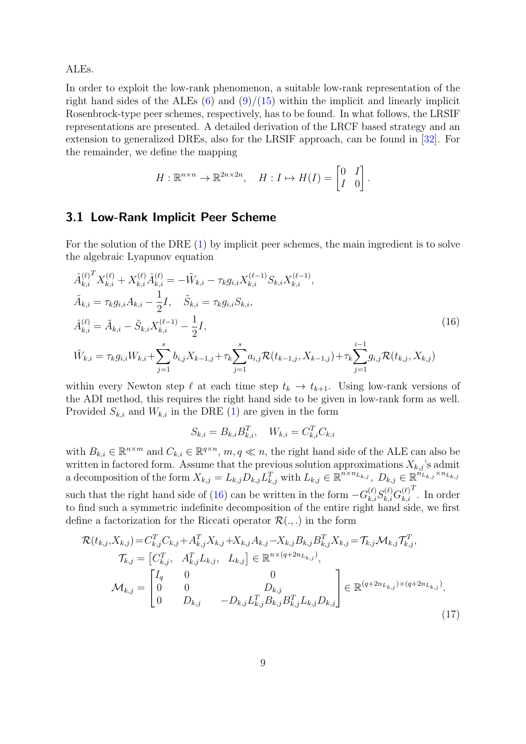ALEs.

In order to exploit the low-rank phenomenon, a suitable low-rank representation of the right hand sides of the ALEs (6) and (9)/(15) within the implicit and linearly implicit Rosenbrock-type peer schemes, respectively, has to be found. In what follows, the LRSIF representations are presented. A detailed derivation of the LRCF based strategy and an extension to generalized DREs, also for the LRSIF approach, can be found in [32]. For the remainder, we define the mapping

$$H : \mathbb{R}^{n\times n} \to \mathbb{R}^{2n\times 2n}, \quad H : I \mapsto H(I) = \begin{bmatrix} 0 & I \\ I & 0 \end{bmatrix}.$$

## 3.1 Low-Rank Implicit Peer Scheme

For the solution of the DRE (1) by implicit peer schemes, the main ingredient is to solve the algebraic Lyapunov equation

$$\begin{aligned}
&\hat{A}_{k,i}^{(\ell)^T} X_{k,i}^{(\ell)} + X_{k,i}^{(\ell)} \hat{A}_{k,i}^{(\ell)} = -\tilde{W}_{k,i} - \tau_k g_{i,i} X_{k,i}^{(\ell-1)} S_{k,i} X_{k,i}^{(\ell-1)}, \\
&\tilde{A}_{k,i} = \tau_k g_{i,i} A_{k,i} - \frac{1}{2} I, \quad \tilde{S}_{k,i} = \tau_k g_{i,i} S_{k,i}, \\
&\hat{A}_{k,i}^{(\ell)} = \tilde{A}_{k,i} - \tilde{S}_{k,i} X_{k,i}^{(\ell-1)} - \frac{1}{2} I, \\
&\tilde{W}_{k,i} = \tau_k g_{i,i} W_{k,i} + \sum_{j=1}^{s} b_{i,j} X_{k-1,j} + \tau_k \sum_{j=1}^{s} a_{i,j} \mathcal{R}(t_{k-1,j}, X_{k-1,j}) + \tau_k \sum_{j=1}^{i-1} g_{i,j} \mathcal{R}(t_{k,j}, X_{k,j})
\end{aligned} \tag{16}$$

within every Newton step $\ell$ at each time step $t_k \to t_{k+1}$. Using low-rank versions of the ADI method, this requires the right hand side to be given in low-rank form as well. Provided $S_{k,i}$ and $W_{k,i}$ in the DRE (1) are given in the form

$$S_{k,i} = B_{k,i} B_{k,i}^T, \quad W_{k,i} = C_{k,i}^T C_{k,i}$$

with $B_{k,i} \in \mathbb{R}^{n\times m}$ and $C_{k,i} \in \mathbb{R}^{q\times n}$, $m, q \ll n$, the right hand side of the ALE can also be written in factored form. Assume that the previous solution approximations $X_{k,j}$'s admit a decomposition of the form $X_{k,j} = L_{k,j} D_{k,j} L_{k,j}^T$ with $L_{k,j} \in \mathbb{R}^{n\times n_{L_{k,j}}}$, $D_{k,j} \in \mathbb{R}^{n_{L_{k,j}}\times n_{L_{k,j}}}$ such that the right hand side of (16) can be written in the form $-G_{k,i}^{(\ell)} S_{k,i}^{(\ell)} G_{k,i}^{(\ell)^T}$. In order to find such a symmetric indefinite decomposition of the entire right hand side, we first define a factorization for the Riccati operator $\mathcal{R}(.,.)$ in the form

$$\begin{aligned}
\mathcal{R}(t_{k,j}, X_{k,j}) &= C_{k,j}^T C_{k,j} + A_{k,j}^T X_{k,j} + X_{k,j} A_{k,j} - X_{k,j} B_{k,j} B_{k,j}^T X_{k,j} = \mathcal{T}_{k,j} \mathcal{M}_{k,j} \mathcal{T}_{k,j}^T, \\
\mathcal{T}_{k,j} &= \begin{bmatrix} C_{k,j}^T, & A_{k,j}^T L_{k,j}, & L_{k,j} \end{bmatrix} \in \mathbb{R}^{n\times (q+2n_{L_{k,j}})}, \\
\mathcal{M}_{k,j} &= \begin{bmatrix} I_q & 0 & 0 \\ 0 & 0 & D_{k,j} \\ 0 & D_{k,j} & -D_{k,j} L_{k,j}^T B_{k,j} B_{k,j}^T L_{k,j} D_{k,j} \end{bmatrix} \in \mathbb{R}^{(q+2n_{L_{k,j}})\times (q+2n_{L_{k,j}})}.
\end{aligned} \tag{17}$$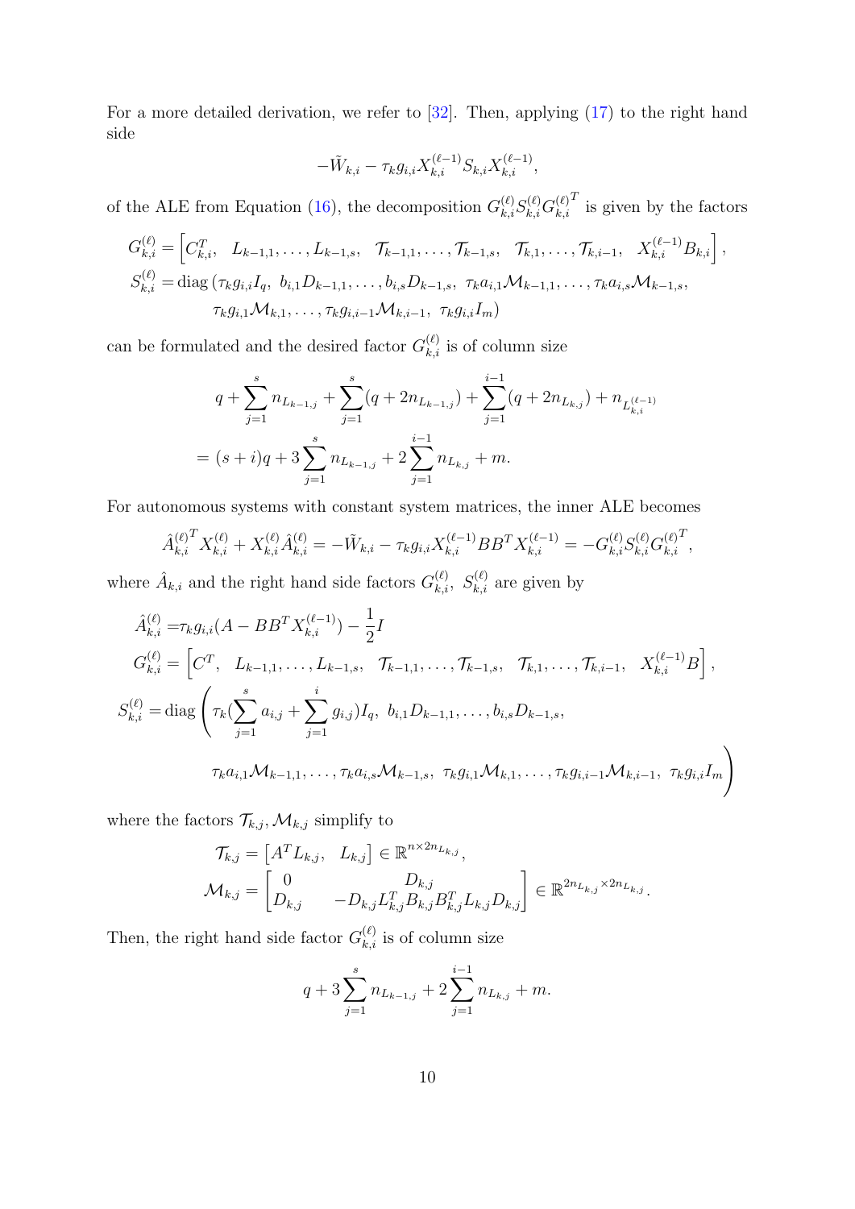For a more detailed derivation, we refer to [32]. Then, applying (17) to the right hand side

$$-\tilde{W}_{k,i} - \tau_k g_{i,i} X_{k,i}^{(\ell-1)} S_{k,i} X_{k,i}^{(\ell-1)},$$

of the ALE from Equation (16), the decomposition $G_{k,i}^{(\ell)} S_{k,i}^{(\ell)} G_{k,i}^{(\ell)^T}$ is given by the factors

$$
\begin{aligned}
G_{k,i}^{(\ell)} &= \left[ C_{k,i}^T, \quad L_{k-1,1}, \ldots, L_{k-1,s}, \quad \mathcal{T}_{k-1,1}, \ldots, \mathcal{T}_{k-1,s}, \quad \mathcal{T}_{k,1}, \ldots, \mathcal{T}_{k,i-1}, \quad X_{k,i}^{(\ell-1)} B_{k,i} \right], \\
S_{k,i}^{(\ell)} &= \operatorname{diag} \left( \tau_k g_{i,i} I_q, \ b_{i,1} D_{k-1,1}, \ldots, b_{i,s} D_{k-1,s}, \ \tau_k a_{i,1} \mathcal{M}_{k-1,1}, \ldots, \tau_k a_{i,s} \mathcal{M}_{k-1,s}, \right. \\
&\qquad \left. \tau_k g_{i,1} \mathcal{M}_{k,1}, \ldots, \tau_k g_{i,i-1} \mathcal{M}_{k,i-1}, \ \tau_k g_{i,i} I_m \right)
\end{aligned}
$$

can be formulated and the desired factor $G_{k,i}^{(\ell)}$ is of column size

$$
\begin{aligned}
& q + \sum_{j=1}^{s} n_{L_{k-1,j}} + \sum_{j=1}^{s} (q + 2n_{L_{k-1,j}}) + \sum_{j=1}^{i-1} (q + 2n_{L_{k,j}}) + n_{L_{k,i}^{(\ell-1)}} \\
&= (s+i)q + 3 \sum_{j=1}^{s} n_{L_{k-1,j}} + 2 \sum_{j=1}^{i-1} n_{L_{k,j}} + m.
\end{aligned}
$$

For autonomous systems with constant system matrices, the inner ALE becomes

$$\hat{A}_{k,i}^{(\ell)^T} X_{k,i}^{(\ell)} + X_{k,i}^{(\ell)} \hat{A}_{k,i}^{(\ell)} = -\tilde{W}_{k,i} - \tau_k g_{i,i} X_{k,i}^{(\ell-1)} B B^T X_{k,i}^{(\ell-1)} = -G_{k,i}^{(\ell)} S_{k,i}^{(\ell)} G_{k,i}^{(\ell)^T},$$

where $\hat{A}_{k,i}$ and the right hand side factors $G_{k,i}^{(\ell)}$, $S_{k,i}^{(\ell)}$ are given by

$$
\begin{aligned}
\hat{A}_{k,i}^{(\ell)} &= \tau_k g_{i,i} (A - B B^T X_{k,i}^{(\ell-1)}) - \frac{1}{2} I \\
G_{k,i}^{(\ell)} &= \left[ C^T, \quad L_{k-1,1}, \ldots, L_{k-1,s}, \quad \mathcal{T}_{k-1,1}, \ldots, \mathcal{T}_{k-1,s}, \quad \mathcal{T}_{k,1}, \ldots, \mathcal{T}_{k,i-1}, \quad X_{k,i}^{(\ell-1)} B \right], \\
S_{k,i}^{(\ell)} &= \operatorname{diag} \Bigg( \tau_k \Big( \sum_{j=1}^{s} a_{i,j} + \sum_{j=1}^{i} g_{i,j} \Big) I_q, \ b_{i,1} D_{k-1,1}, \ldots, b_{i,s} D_{k-1,s}, \\
&\qquad \tau_k a_{i,1} \mathcal{M}_{k-1,1}, \ldots, \tau_k a_{i,s} \mathcal{M}_{k-1,s}, \ \tau_k g_{i,1} \mathcal{M}_{k,1}, \ldots, \tau_k g_{i,i-1} \mathcal{M}_{k,i-1}, \ \tau_k g_{i,i} I_m \Bigg)
\end{aligned}
$$

where the factors $\mathcal{T}_{k,j}, \mathcal{M}_{k,j}$ simplify to

$$
\begin{aligned}
\mathcal{T}_{k,j} &= \begin{bmatrix} A^T L_{k,j}, & L_{k,j} \end{bmatrix} \in \mathbb{R}^{n \times 2n_{L_{k,j}}}, \\
\mathcal{M}_{k,j} &= \begin{bmatrix} 0 & D_{k,j} \\ D_{k,j} & -D_{k,j} L_{k,j}^T B_{k,j} B_{k,j}^T L_{k,j} D_{k,j} \end{bmatrix} \in \mathbb{R}^{2n_{L_{k,j}} \times 2n_{L_{k,j}}}.
\end{aligned}
$$

Then, the right hand side factor $G_{k,i}^{(\ell)}$ is of column size

$$q + 3 \sum_{j=1}^{s} n_{L_{k-1,j}} + 2 \sum_{j=1}^{i-1} n_{L_{k,j}} + m.$$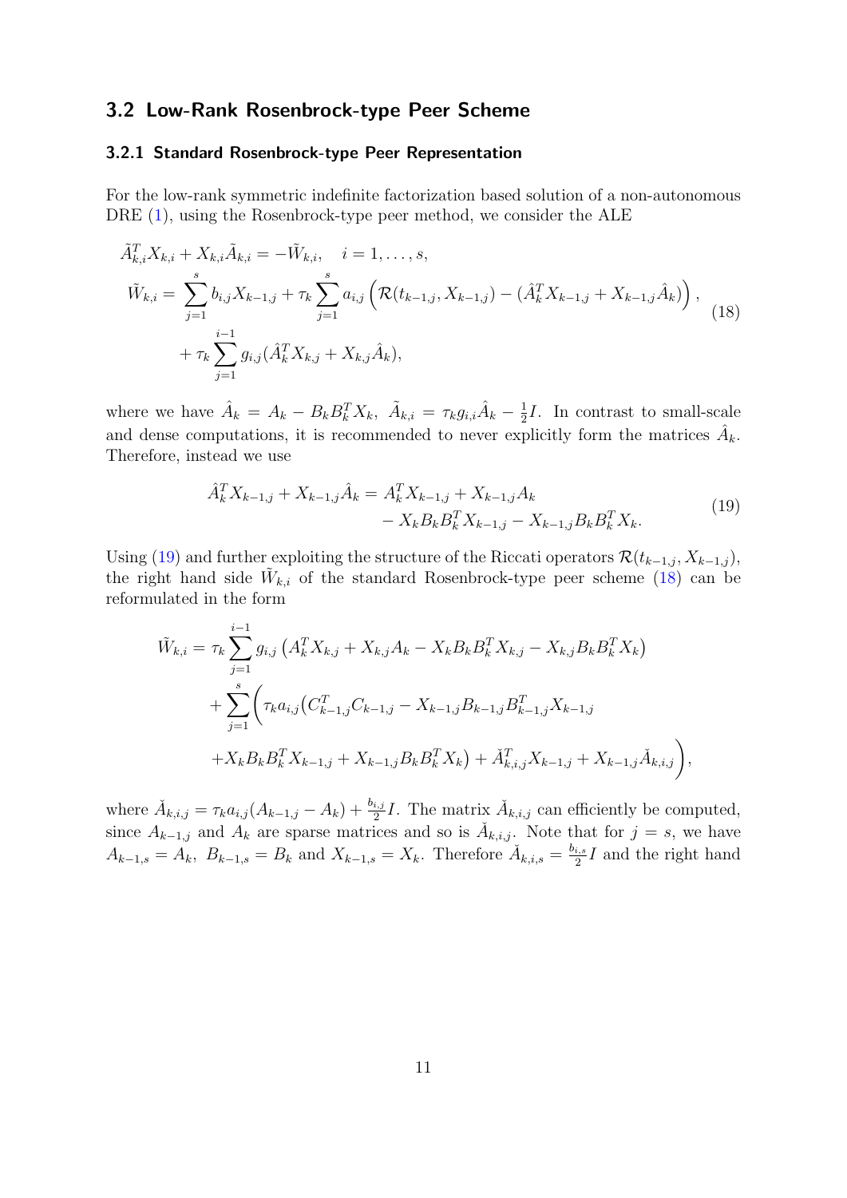## 3.2 Low-Rank Rosenbrock-type Peer Scheme

### 3.2.1 Standard Rosenbrock-type Peer Representation

For the low-rank symmetric indefinite factorization based solution of a non-autonomous DRE (1), using the Rosenbrock-type peer method, we consider the ALE

$$
\begin{aligned}
\tilde{A}_{k,i}^T X_{k,i} + X_{k,i}\tilde{A}_{k,i} &= -\tilde{W}_{k,i}, \quad i = 1, \ldots, s, \\
\tilde{W}_{k,i} = &\sum_{j=1}^{s} b_{i,j} X_{k-1,j} + \tau_k \sum_{j=1}^{s} a_{i,j} \left( \mathcal{R}(t_{k-1,j}, X_{k-1,j}) - (\hat{A}_k^T X_{k-1,j} + X_{k-1,j}\hat{A}_k) \right), \\
&+ \tau_k \sum_{j=1}^{i-1} g_{i,j} (\hat{A}_k^T X_{k,j} + X_{k,j}\hat{A}_k),
\end{aligned}
\tag{18}
$$

where we have $\hat{A}_k = A_k - B_k B_k^T X_k$, $\tilde{A}_{k,i} = \tau_k g_{i,i}\hat{A}_k - \frac{1}{2}I$. In contrast to small-scale and dense computations, it is recommended to never explicitly form the matrices $\hat{A}_k$. Therefore, instead we use

$$
\begin{aligned}
\hat{A}_k^T X_{k-1,j} + X_{k-1,j}\hat{A}_k = &A_k^T X_{k-1,j} + X_{k-1,j} A_k \\
&- X_k B_k B_k^T X_{k-1,j} - X_{k-1,j} B_k B_k^T X_k.
\end{aligned}
\tag{19}
$$

Using (19) and further exploiting the structure of the Riccati operators $\mathcal{R}(t_{k-1,j}, X_{k-1,j})$, the right hand side $\tilde{W}_{k,i}$ of the standard Rosenbrock-type peer scheme (18) can be reformulated in the form

$$
\begin{aligned}
\tilde{W}_{k,i} = &\tau_k \sum_{j=1}^{i-1} g_{i,j} \left( A_k^T X_{k,j} + X_{k,j} A_k - X_k B_k B_k^T X_{k,j} - X_{k,j} B_k B_k^T X_k \right) \\
&+ \sum_{j=1}^{s} \Big( \tau_k a_{i,j} \big( C_{k-1,j}^T C_{k-1,j} - X_{k-1,j} B_{k-1,j} B_{k-1,j}^T X_{k-1,j} \\
&+ X_k B_k B_k^T X_{k-1,j} + X_{k-1,j} B_k B_k^T X_k \big) + \check{A}_{k,i,j}^T X_{k-1,j} + X_{k-1,j}\check{A}_{k,i,j} \Big),
\end{aligned}
$$

where $\check{A}_{k,i,j} = \tau_k a_{i,j}(A_{k-1,j} - A_k) + \frac{b_{i,j}}{2}I$. The matrix $\check{A}_{k,i,j}$ can efficiently be computed, since $A_{k-1,j}$ and $A_k$ are sparse matrices and so is $\check{A}_{k,i,j}$. Note that for $j = s$, we have $A_{k-1,s} = A_k$, $B_{k-1,s} = B_k$ and $X_{k-1,s} = X_k$. Therefore $\check{A}_{k,i,s} = \frac{b_{i,s}}{2}I$ and the right hand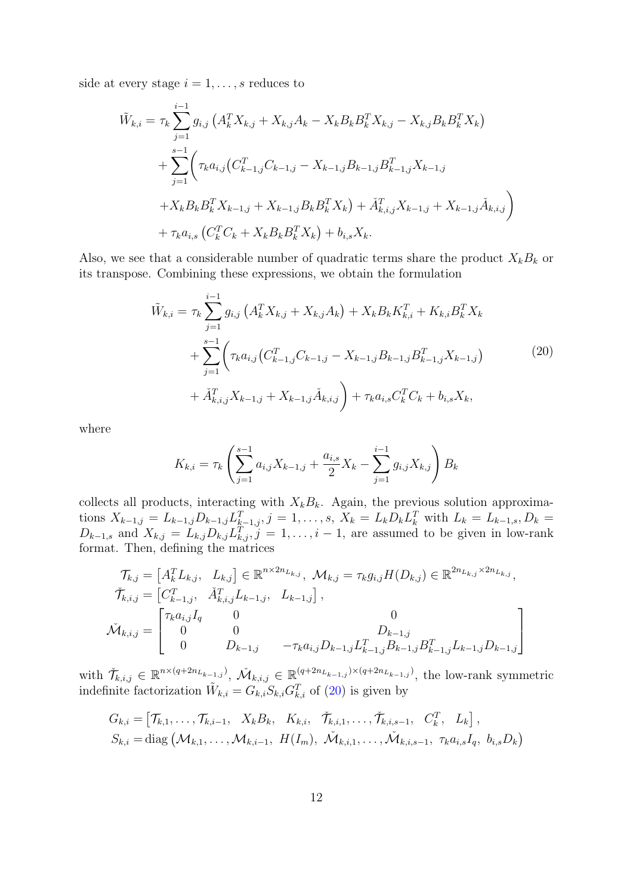side at every stage $i = 1, \dots, s$ reduces to

$$
\begin{aligned}
\tilde{W}_{k,i} &= \tau_k \sum_{j=1}^{i-1} g_{i,j} \left( A_k^T X_{k,j} + X_{k,j} A_k - X_k B_k B_k^T X_{k,j} - X_{k,j} B_k B_k^T X_k \right) \\
&+ \sum_{j=1}^{s-1} \Bigg( \tau_k a_{i,j} \big( C_{k-1,j}^T C_{k-1,j} - X_{k-1,j} B_{k-1,j} B_{k-1,j}^T X_{k-1,j} \\
&+ X_k B_k B_k^T X_{k-1,j} + X_{k-1,j} B_k B_k^T X_k \big) + \check{A}_{k,i,j}^T X_{k-1,j} + X_{k-1,j} \check{A}_{k,i,j} \Bigg) \\
&+ \tau_k a_{i,s} \left( C_k^T C_k + X_k B_k B_k^T X_k \right) + b_{i,s} X_k.
\end{aligned}
$$

Also, we see that a considerable number of quadratic terms share the product $X_k B_k$ or its transpose. Combining these expressions, we obtain the formulation

$$
\begin{aligned}
\tilde{W}_{k,i} &= \tau_k \sum_{j=1}^{i-1} g_{i,j} \left( A_k^T X_{k,j} + X_{k,j} A_k \right) + X_k B_k K_{k,i}^T + K_{k,i} B_k^T X_k \\
&+ \sum_{j=1}^{s-1} \Bigg( \tau_k a_{i,j} \big( C_{k-1,j}^T C_{k-1,j} - X_{k-1,j} B_{k-1,j} B_{k-1,j}^T X_{k-1,j} \big) \\
&+ \check{A}_{k,i,j}^T X_{k-1,j} + X_{k-1,j} \check{A}_{k,i,j} \Bigg) + \tau_k a_{i,s} C_k^T C_k + b_{i,s} X_k,
\end{aligned}
\tag{20}
$$

where

$$
K_{k,i} = \tau_k \left( \sum_{j=1}^{s-1} a_{i,j} X_{k-1,j} + \frac{a_{i,s}}{2} X_k - \sum_{j=1}^{i-1} g_{i,j} X_{k,j} \right) B_k
$$

collects all products, interacting with $X_k B_k$. Again, the previous solution approximations $X_{k-1,j} = L_{k-1,j} D_{k-1,j} L_{k-1,j}^T, j = 1, \dots, s$, $X_k = L_k D_k L_k^T$ with $L_k = L_{k-1,s}, D_k = D_{k-1,s}$ and $X_{k,j} = L_{k,j} D_{k,j} L_{k,j}^T, j = 1, \dots, i-1$, are assumed to be given in low-rank format. Then, defining the matrices

$$
\begin{aligned}
\mathcal{T}_{k,j} &= \begin{bmatrix} A_k^T L_{k,j}, & L_{k,j} \end{bmatrix} \in \mathbb{R}^{n \times 2n_{L_{k,j}}}, \; \mathcal{M}_{k,j} = \tau_k g_{i,j} H(D_{k,j}) \in \mathbb{R}^{2n_{L_{k,j}} \times 2n_{L_{k,j}}}, \\
\check{\mathcal{T}}_{k,i,j} &= \begin{bmatrix} C_{k-1,j}^T, & \check{A}_{k,i,j}^T L_{k-1,j}, & L_{k-1,j} \end{bmatrix}, \\
\check{\mathcal{M}}_{k,i,j} &= \begin{bmatrix} \tau_k a_{i,j} I_q & 0 & 0 \\ 0 & 0 & D_{k-1,j} \\ 0 & D_{k-1,j} & -\tau_k a_{i,j} D_{k-1,j} L_{k-1,j}^T B_{k-1,j} B_{k-1,j}^T L_{k-1,j} D_{k-1,j} \end{bmatrix}
\end{aligned}
$$

with $\check{\mathcal{T}}_{k,i,j} \in \mathbb{R}^{n \times (q + 2n_{L_{k-1,j}})}$, $\check{\mathcal{M}}_{k,i,j} \in \mathbb{R}^{(q+2n_{L_{k-1,j}}) \times (q+2n_{L_{k-1,j}})}$, the low-rank symmetric indefinite factorization $\tilde{W}_{k,i} = G_{k,i} S_{k,i} G_{k,i}^T$ of (20) is given by

$$
\begin{aligned}
G_{k,i} &= \begin{bmatrix} \mathcal{T}_{k,1}, \dots, \mathcal{T}_{k,i-1}, & X_k B_k, & K_{k,i}, & \check{\mathcal{T}}_{k,i,1}, \dots, \check{\mathcal{T}}_{k,i,s-1}, & C_k^T, & L_k \end{bmatrix}, \\
S_{k,i} &= \operatorname{diag}\left( \mathcal{M}_{k,1}, \dots, \mathcal{M}_{k,i-1}, \; H(I_m), \; \check{\mathcal{M}}_{k,i,1}, \dots, \check{\mathcal{M}}_{k,i,s-1}, \; \tau_k a_{i,s} I_q, \; b_{i,s} D_k \right)
\end{aligned}
$$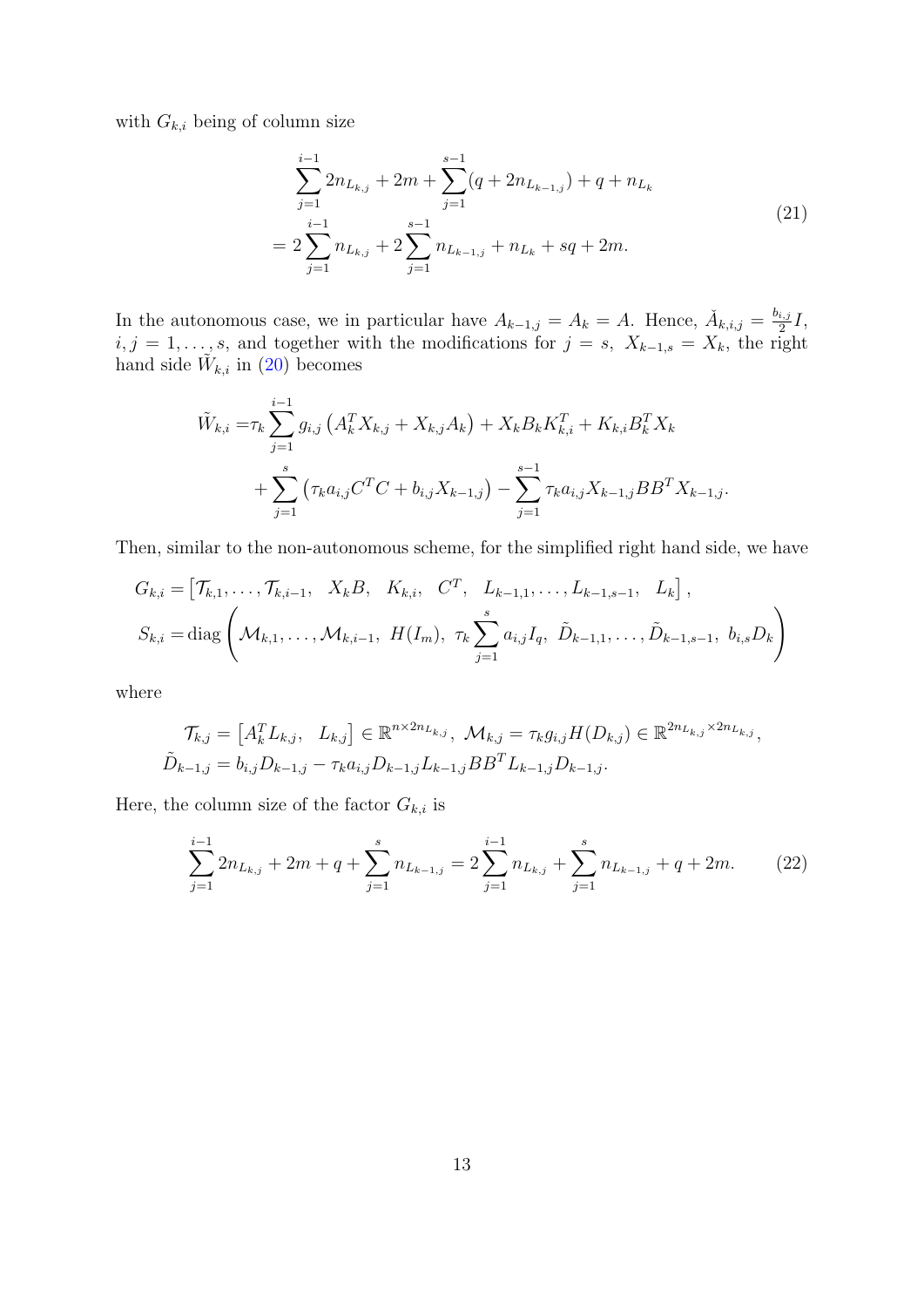with $G_{k,i}$ being of column size

$$
\begin{aligned}
&\sum_{j=1}^{i-1} 2n_{L_{k,j}} + 2m + \sum_{j=1}^{s-1}(q + 2n_{L_{k-1,j}}) + q + n_{L_k} \\
&= 2\sum_{j=1}^{i-1} n_{L_{k,j}} + 2\sum_{j=1}^{s-1} n_{L_{k-1,j}} + n_{L_k} + sq + 2m.
\end{aligned}
\tag{21}
$$

In the autonomous case, we in particular have $A_{k-1,j} = A_k = A$. Hence, $\check{A}_{k,i,j} = \frac{b_{i,j}}{2}I$, $i, j = 1, \ldots, s$, and together with the modifications for $j = s$, $X_{k-1,s} = X_k$, the right hand side $\tilde{W}_{k,i}$ in (20) becomes

$$
\begin{aligned}
\tilde{W}_{k,i} =& \tau_k \sum_{j=1}^{i-1} g_{i,j}\left(A_k^T X_{k,j} + X_{k,j} A_k\right) + X_k B_k K_{k,i}^T + K_{k,i} B_k^T X_k \\
&+ \sum_{j=1}^{s}\left(\tau_k a_{i,j} C^T C + b_{i,j} X_{k-1,j}\right) - \sum_{j=1}^{s-1} \tau_k a_{i,j} X_{k-1,j} B B^T X_{k-1,j}.
\end{aligned}
$$

Then, similar to the non-autonomous scheme, for the simplified right hand side, we have

$$
\begin{aligned}
G_{k,i} =& \left[\mathcal{T}_{k,1}, \ldots, \mathcal{T}_{k,i-1}, \;\; X_k B, \;\; K_{k,i}, \;\; C^T, \;\; L_{k-1,1}, \ldots, L_{k-1,s-1}, \;\; L_k\right], \\
S_{k,i} =& \operatorname{diag}\left(\mathcal{M}_{k,1}, \ldots, \mathcal{M}_{k,i-1}, \; H(I_m), \; \tau_k \sum_{j=1}^{s} a_{i,j} I_q, \; \tilde{D}_{k-1,1}, \ldots, \tilde{D}_{k-1,s-1}, \; b_{i,s} D_k\right)
\end{aligned}
$$

where

$$
\begin{aligned}
&\mathcal{T}_{k,j} = \left[A_k^T L_{k,j}, \;\; L_{k,j}\right] \in \mathbb{R}^{n \times 2n_{L_{k,j}}}, \; \mathcal{M}_{k,j} = \tau_k g_{i,j} H(D_{k,j}) \in \mathbb{R}^{2n_{L_{k,j}} \times 2n_{L_{k,j}}}, \\
&\tilde{D}_{k-1,j} = b_{i,j} D_{k-1,j} - \tau_k a_{i,j} D_{k-1,j} L_{k-1,j} B B^T L_{k-1,j} D_{k-1,j}.
\end{aligned}
$$

Here, the column size of the factor $G_{k,i}$ is

$$
\sum_{j=1}^{i-1} 2n_{L_{k,j}} + 2m + q + \sum_{j=1}^{s} n_{L_{k-1,j}} = 2\sum_{j=1}^{i-1} n_{L_{k,j}} + \sum_{j=1}^{s} n_{L_{k-1,j}} + q + 2m. \tag{22}
$$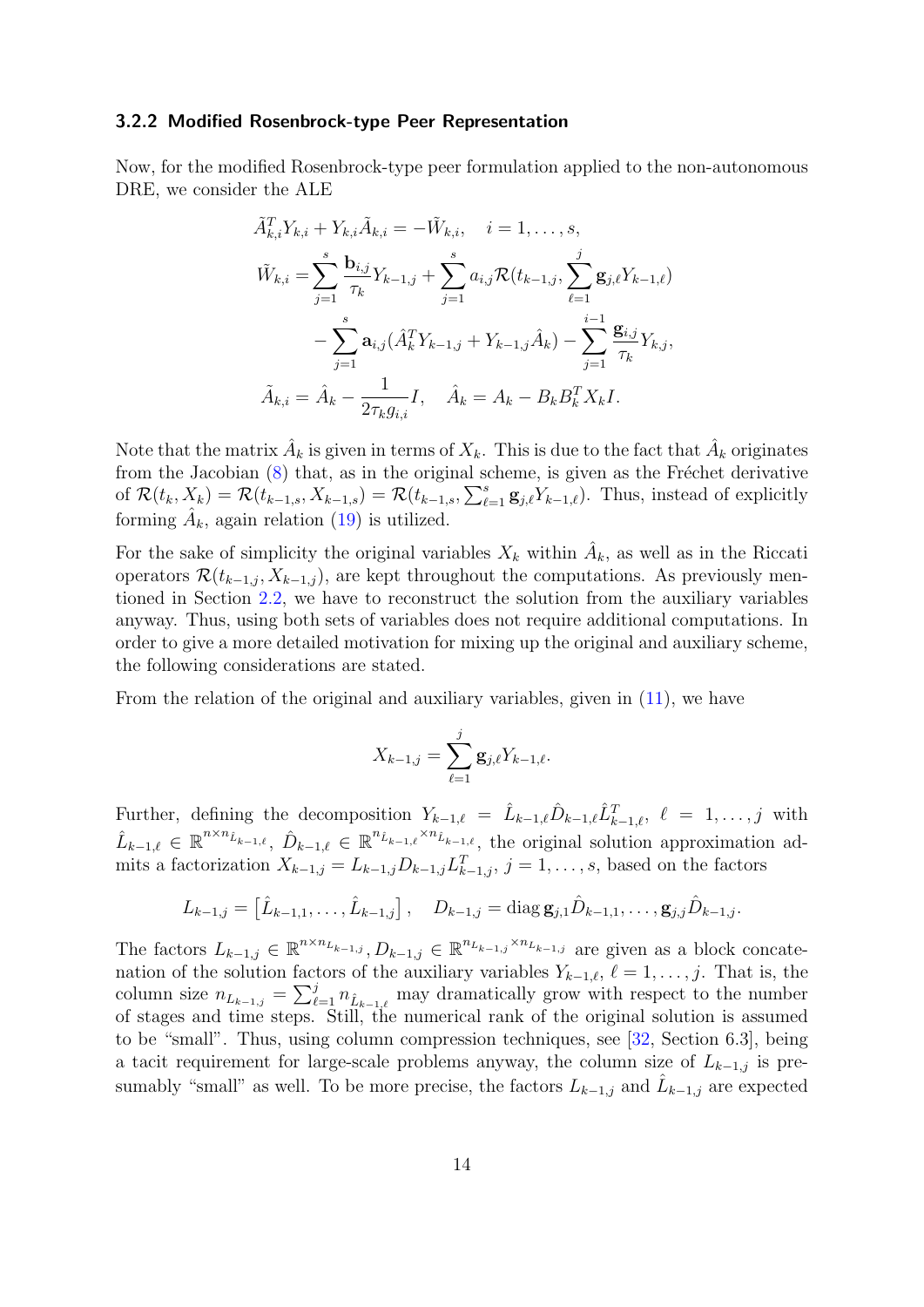#### 3.2.2 Modified Rosenbrock-type Peer Representation

Now, for the modified Rosenbrock-type peer formulation applied to the non-autonomous DRE, we consider the ALE

$$
\begin{aligned}
\tilde{A}_{k,i}^T Y_{k,i} + Y_{k,i}\tilde{A}_{k,i} &= -\tilde{W}_{k,i}, \quad i = 1,\ldots,s, \\
\tilde{W}_{k,i} &= \sum_{j=1}^{s} \frac{\mathbf{b}_{i,j}}{\tau_k} Y_{k-1,j} + \sum_{j=1}^{s} a_{i,j}\mathcal{R}(t_{k-1,j}, \sum_{\ell=1}^{j} \mathbf{g}_{j,\ell} Y_{k-1,\ell}) \\
&\quad - \sum_{j=1}^{s} \mathbf{a}_{i,j}(\hat{A}_k^T Y_{k-1,j} + Y_{k-1,j}\hat{A}_k) - \sum_{j=1}^{i-1} \frac{\mathbf{g}_{i,j}}{\tau_k} Y_{k,j}, \\
\tilde{A}_{k,i} &= \hat{A}_k - \frac{1}{2\tau_k g_{i,i}} I, \quad \hat{A}_k = A_k - B_k B_k^T X_k I.
\end{aligned}
$$

Note that the matrix $\hat{A}_k$ is given in terms of $X_k$. This is due to the fact that $\hat{A}_k$ originates from the Jacobian (8) that, as in the original scheme, is given as the Fréchet derivative of $\mathcal{R}(t_k, X_k) = \mathcal{R}(t_{k-1,s}, X_{k-1,s}) = \mathcal{R}(t_{k-1,s}, \sum_{\ell=1}^{s} \mathbf{g}_{j,\ell} Y_{k-1,\ell})$. Thus, instead of explicitly forming $\hat{A}_k$, again relation (19) is utilized.

For the sake of simplicity the original variables $X_k$ within $\hat{A}_k$, as well as in the Riccati operators $\mathcal{R}(t_{k-1,j}, X_{k-1,j})$, are kept throughout the computations. As previously mentioned in Section 2.2, we have to reconstruct the solution from the auxiliary variables anyway. Thus, using both sets of variables does not require additional computations. In order to give a more detailed motivation for mixing up the original and auxiliary scheme, the following considerations are stated.

From the relation of the original and auxiliary variables, given in (11), we have

$$
X_{k-1,j} = \sum_{\ell=1}^{j} \mathbf{g}_{j,\ell} Y_{k-1,\ell}.
$$

Further, defining the decomposition $Y_{k-1,\ell} = \hat{L}_{k-1,\ell}\hat{D}_{k-1,\ell}\hat{L}_{k-1,\ell}^T$, $\ell = 1,\ldots,j$ with $\hat{L}_{k-1,\ell} \in \mathbb{R}^{n \times n_{\hat{L}_{k-1,\ell}}}$, $\hat{D}_{k-1,\ell} \in \mathbb{R}^{n_{\hat{L}_{k-1,\ell}} \times n_{\hat{L}_{k-1,\ell}}}$, the original solution approximation admits a factorization $X_{k-1,j} = L_{k-1,j} D_{k-1,j} L_{k-1,j}^T$, $j = 1,\ldots,s$, based on the factors

$$
L_{k-1,j} = \left[\hat{L}_{k-1,1},\ldots,\hat{L}_{k-1,j}\right], \quad D_{k-1,j} = \operatorname{diag} \mathbf{g}_{j,1}\hat{D}_{k-1,1},\ldots,\mathbf{g}_{j,j}\hat{D}_{k-1,j}.
$$

The factors $L_{k-1,j} \in \mathbb{R}^{n \times n_{L_{k-1,j}}}$, $D_{k-1,j} \in \mathbb{R}^{n_{L_{k-1,j}} \times n_{L_{k-1,j}}}$ are given as a block concatenation of the solution factors of the auxiliary variables $Y_{k-1,\ell}$, $\ell = 1,\ldots,j$. That is, the column size $n_{L_{k-1,j}} = \sum_{\ell=1}^{j} n_{\hat{L}_{k-1,\ell}}$ may dramatically grow with respect to the number of stages and time steps. Still, the numerical rank of the original solution is assumed to be "small". Thus, using column compression techniques, see [32, Section 6.3], being a tacit requirement for large-scale problems anyway, the column size of $L_{k-1,j}$ is presumably "small" as well. To be more precise, the factors $L_{k-1,j}$ and $\hat{L}_{k-1,j}$ are expected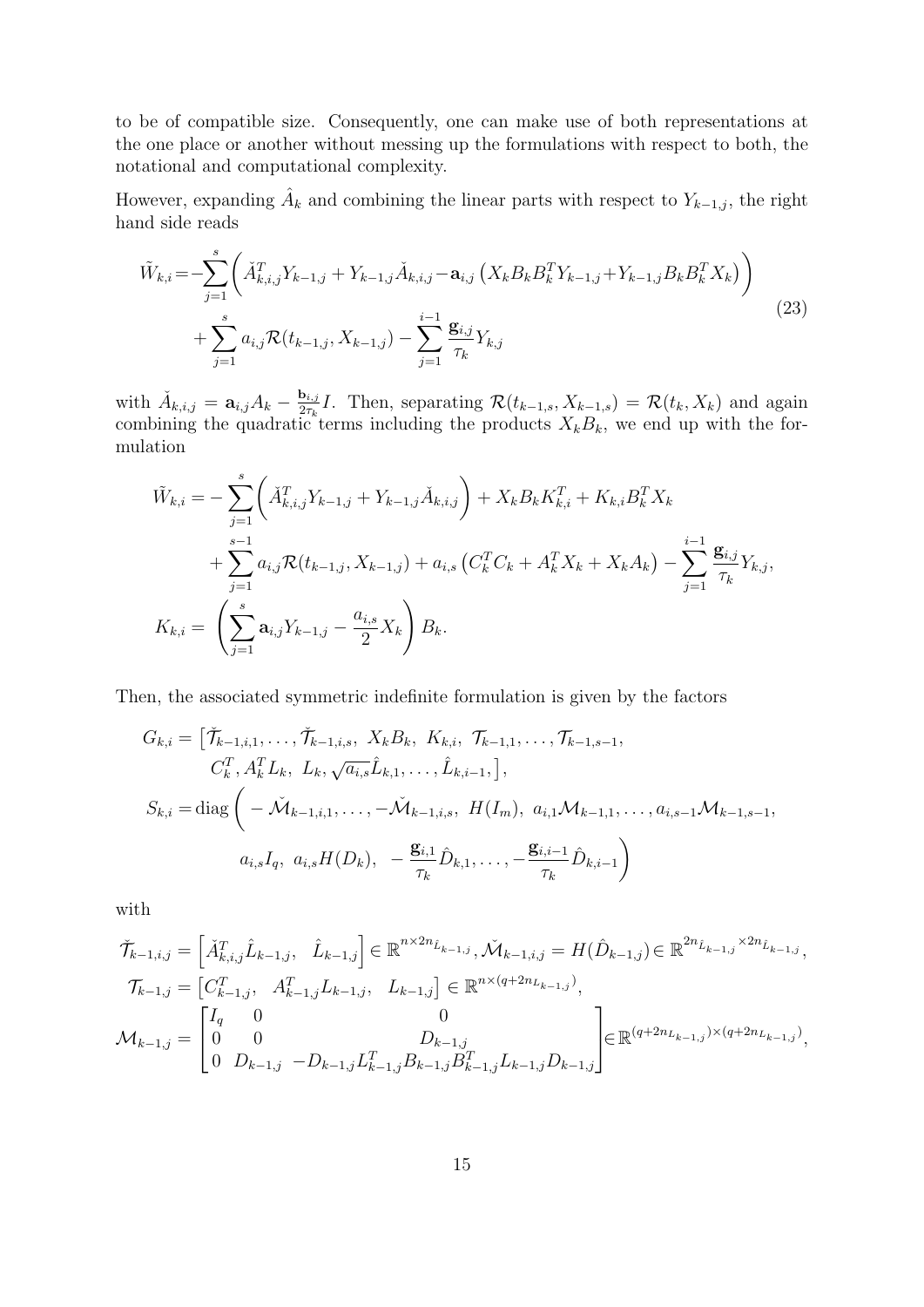to be of compatible size. Consequently, one can make use of both representations at the one place or another without messing up the formulations with respect to both, the notational and computational complexity.

However, expanding $\hat{A}_k$ and combining the linear parts with respect to $Y_{k-1,j}$, the right hand side reads

$$
\begin{aligned}
\tilde{W}_{k,i} = &-\sum_{j=1}^{s}\left(\check{A}_{k,i,j}^T Y_{k-1,j} + Y_{k-1,j}\check{A}_{k,i,j} - \mathbf{a}_{i,j}\left(X_k B_k B_k^T Y_{k-1,j} + Y_{k-1,j} B_k B_k^T X_k\right)\right) \\
&+ \sum_{j=1}^{s} a_{i,j}\mathcal{R}(t_{k-1,j}, X_{k-1,j}) - \sum_{j=1}^{i-1}\frac{\mathbf{g}_{i,j}}{\tau_k} Y_{k,j}
\end{aligned}
\tag{23}
$$

with $\check{A}_{k,i,j} = \mathbf{a}_{i,j}A_k - \frac{\mathbf{b}_{i,j}}{2\tau_k}I$. Then, separating $\mathcal{R}(t_{k-1,s}, X_{k-1,s}) = \mathcal{R}(t_k, X_k)$ and again combining the quadratic terms including the products $X_k B_k$, we end up with the formulation

$$
\begin{aligned}
\tilde{W}_{k,i} &= -\sum_{j=1}^{s}\left(\check{A}_{k,i,j}^T Y_{k-1,j} + Y_{k-1,j}\check{A}_{k,i,j}\right) + X_k B_k K_{k,i}^T + K_{k,i} B_k^T X_k \\
&\quad + \sum_{j=1}^{s-1} a_{i,j}\mathcal{R}(t_{k-1,j}, X_{k-1,j}) + a_{i,s}\left(C_k^T C_k + A_k^T X_k + X_k A_k\right) - \sum_{j=1}^{i-1}\frac{\mathbf{g}_{i,j}}{\tau_k} Y_{k,j}, \\
K_{k,i} &= \left(\sum_{j=1}^{s}\mathbf{a}_{i,j} Y_{k-1,j} - \frac{a_{i,s}}{2} X_k\right) B_k.
\end{aligned}
$$

Then, the associated symmetric indefinite formulation is given by the factors

$$
\begin{aligned}
G_{k,i} = &\left[\check{\mathcal{T}}_{k-1,i,1}, \ldots, \check{\mathcal{T}}_{k-1,i,s},\ X_k B_k,\ K_{k,i},\ \mathcal{T}_{k-1,1}, \ldots, \mathcal{T}_{k-1,s-1},\right. \\
&\left. C_k^T, A_k^T L_k,\ L_k, \sqrt{a_{i,s}}\hat{L}_{k,1}, \ldots, \hat{L}_{k,i-1},\right], \\
S_{k,i} = &\operatorname{diag}\Bigg(-\check{\mathcal{M}}_{k-1,i,1}, \ldots, -\check{\mathcal{M}}_{k-1,i,s},\ H(I_m),\ a_{i,1}\mathcal{M}_{k-1,1}, \ldots, a_{i,s-1}\mathcal{M}_{k-1,s-1}, \\
&a_{i,s}I_q,\ a_{i,s}H(D_k),\ -\frac{\mathbf{g}_{i,1}}{\tau_k}\hat{D}_{k,1}, \ldots, -\frac{\mathbf{g}_{i,i-1}}{\tau_k}\hat{D}_{k,i-1}\Bigg)
\end{aligned}
$$

with

$$
\begin{aligned}
\check{\mathcal{T}}_{k-1,i,j} &= \left[\check{A}_{k,i,j}^T \hat{L}_{k-1,j},\quad \hat{L}_{k-1,j}\right] \in \mathbb{R}^{n \times 2n_{\hat{L}_{k-1,j}}}, \check{\mathcal{M}}_{k-1,i,j} = H(\hat{D}_{k-1,j}) \in \mathbb{R}^{2n_{\hat{L}_{k-1,j}} \times 2n_{\hat{L}_{k-1,j}}}, \\
\mathcal{T}_{k-1,j} &= \left[C_{k-1,j}^T,\quad A_{k-1,j}^T L_{k-1,j},\quad L_{k-1,j}\right] \in \mathbb{R}^{n \times (q + 2n_{L_{k-1,j}})}, \\
\mathcal{M}_{k-1,j} &= \begin{bmatrix} I_q & 0 & 0 \\ 0 & 0 & D_{k-1,j} \\ 0 & D_{k-1,j} & -D_{k-1,j}L_{k-1,j}^T B_{k-1,j} B_{k-1,j}^T L_{k-1,j} D_{k-1,j} \end{bmatrix} \in \mathbb{R}^{(q+2n_{L_{k-1,j}}) \times (q+2n_{L_{k-1,j}})},
\end{aligned}
$$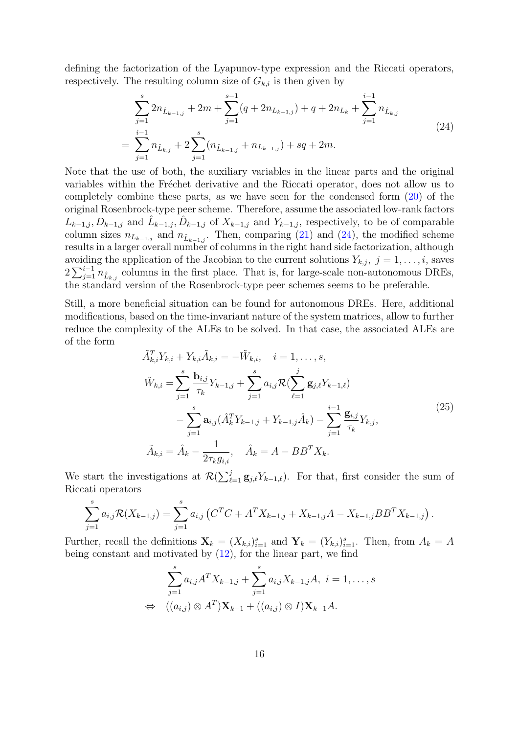defining the factorization of the Lyapunov-type expression and the Riccati operators, respectively. The resulting column size of $G_{k,i}$ is then given by

$$
\begin{aligned}
&\sum_{j=1}^{s} 2n_{\hat{L}_{k-1,j}} + 2m + \sum_{j=1}^{s-1}(q + 2n_{L_{k-1,j}}) + q + 2n_{L_k} + \sum_{j=1}^{i-1} n_{\hat{L}_{k,j}} \\
=& \sum_{j=1}^{i-1} n_{\hat{L}_{k,j}} + 2\sum_{j=1}^{s}(n_{\hat{L}_{k-1,j}} + n_{L_{k-1,j}}) + sq + 2m.
\end{aligned} \tag{24}
$$

Note that the use of both, the auxiliary variables in the linear parts and the original variables within the Fréchet derivative and the Riccati operator, does not allow us to completely combine these parts, as we have seen for the condensed form (20) of the original Rosenbrock-type peer scheme. Therefore, assume the associated low-rank factors $L_{k-1,j}, D_{k-1,j}$ and $\hat{L}_{k-1,j}, \hat{D}_{k-1,j}$ of $X_{k-1,j}$ and $Y_{k-1,j}$, respectively, to be of comparable column sizes $n_{L_{k-1,j}}$ and $n_{\hat{L}_{k-1,j}}$. Then, comparing (21) and (24), the modified scheme results in a larger overall number of columns in the right hand side factorization, although avoiding the application of the Jacobian to the current solutions $Y_{k,j},\ j = 1, \ldots, i$, saves $2\sum_{j=1}^{i-1} n_{\hat{L}_{k,j}}$ columns in the first place. That is, for large-scale non-autonomous DREs, the standard version of the Rosenbrock-type peer schemes seems to be preferable.

Still, a more beneficial situation can be found for autonomous DREs. Here, additional modifications, based on the time-invariant nature of the system matrices, allow to further reduce the complexity of the ALEs to be solved. In that case, the associated ALEs are of the form

$$
\begin{aligned}
\tilde{A}_{k,i}^T Y_{k,i} + Y_{k,i}\tilde{A}_{k,i} &= -\tilde{W}_{k,i}, \quad i = 1, \ldots, s, \\
\tilde{W}_{k,i} &= \sum_{j=1}^{s} \frac{\mathbf{b}_{i,j}}{\tau_k} Y_{k-1,j} + \sum_{j=1}^{s} a_{i,j}\mathcal{R}(\sum_{\ell=1}^{j} \mathbf{g}_{j,\ell} Y_{k-1,\ell}) \\
&\quad - \sum_{j=1}^{s} \mathbf{a}_{i,j}(\hat{A}_k^T Y_{k-1,j} + Y_{k-1,j}\hat{A}_k) - \sum_{j=1}^{i-1} \frac{\mathbf{g}_{i,j}}{\tau_k} Y_{k,j}, \\
\tilde{A}_{k,i} &= \hat{A}_k - \frac{1}{2\tau_k g_{i,i}}, \quad \hat{A}_k = A - BB^T X_k.
\end{aligned} \tag{25}
$$

We start the investigations at $\mathcal{R}(\sum_{\ell=1}^{j} \mathbf{g}_{j,\ell} Y_{k-1,\ell})$. For that, first consider the sum of Riccati operators

$$
\sum_{j=1}^{s} a_{i,j}\mathcal{R}(X_{k-1,j}) = \sum_{j=1}^{s} a_{i,j}\left(C^T C + A^T X_{k-1,j} + X_{k-1,j}A - X_{k-1,j}BB^T X_{k-1,j}\right).
$$

Further, recall the definitions $\mathbf{X}_k = (X_{k,i})_{i=1}^{s}$ and $\mathbf{Y}_k = (Y_{k,i})_{i=1}^{s}$. Then, from $A_k = A$ being constant and motivated by (12), for the linear part, we find

$$
\begin{aligned}
&\sum_{j=1}^{s} a_{i,j} A^T X_{k-1,j} + \sum_{j=1}^{s} a_{i,j} X_{k-1,j}A,\ i = 1, \ldots, s \\
\Leftrightarrow \quad & ((a_{i,j}) \otimes A^T)\mathbf{X}_{k-1} + ((a_{i,j}) \otimes I)\mathbf{X}_{k-1}A.
\end{aligned}
$$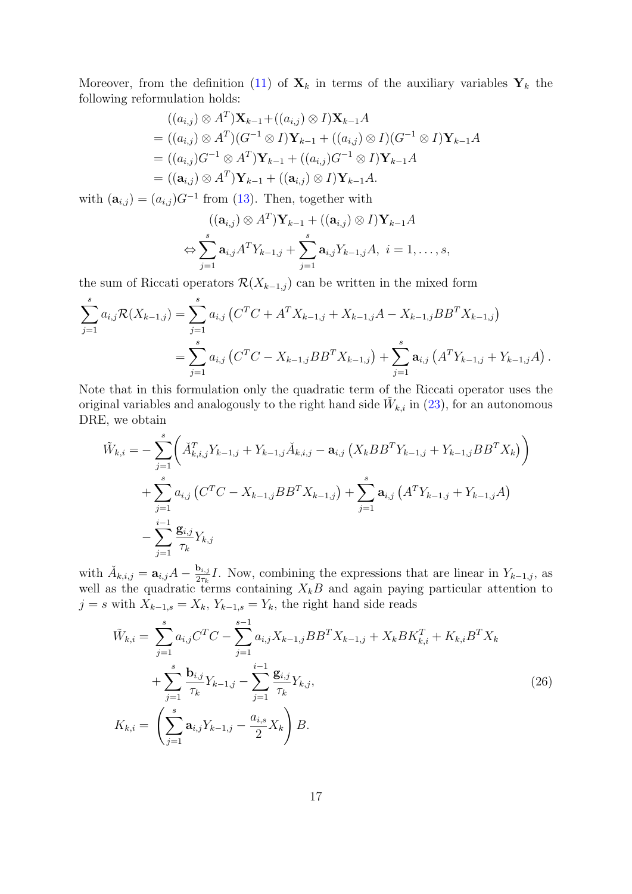Moreover, from the definition (11) of $\mathbf{X}_k$ in terms of the auxiliary variables $\mathbf{Y}_k$ the following reformulation holds:

$$
\begin{aligned}
&((a_{i,j}) \otimes A^T)\mathbf{X}_{k-1} + ((a_{i,j}) \otimes I)\mathbf{X}_{k-1}A \\
&= ((a_{i,j}) \otimes A^T)(G^{-1} \otimes I)\mathbf{Y}_{k-1} + ((a_{i,j}) \otimes I)(G^{-1} \otimes I)\mathbf{Y}_{k-1}A \\
&= ((a_{i,j})G^{-1} \otimes A^T)\mathbf{Y}_{k-1} + ((a_{i,j})G^{-1} \otimes I)\mathbf{Y}_{k-1}A \\
&= ((\mathbf{a}_{i,j}) \otimes A^T)\mathbf{Y}_{k-1} + ((\mathbf{a}_{i,j}) \otimes I)\mathbf{Y}_{k-1}A.
\end{aligned}
$$

with $(\mathbf{a}_{i,j}) = (a_{i,j})G^{-1}$ from (13). Then, together with

$$
\begin{aligned}
&((\mathbf{a}_{i,j}) \otimes A^T)\mathbf{Y}_{k-1} + ((\mathbf{a}_{i,j}) \otimes I)\mathbf{Y}_{k-1}A \\
\Leftrightarrow &\sum_{j=1}^{s} \mathbf{a}_{i,j} A^T Y_{k-1,j} + \sum_{j=1}^{s} \mathbf{a}_{i,j} Y_{k-1,j} A, \ i = 1, \ldots, s,
\end{aligned}
$$

the sum of Riccati operators $\mathcal{R}(X_{k-1,j})$ can be written in the mixed form

$$
\begin{aligned}
\sum_{j=1}^{s} a_{i,j}\mathcal{R}(X_{k-1,j}) &= \sum_{j=1}^{s} a_{i,j}\left(C^TC + A^TX_{k-1,j} + X_{k-1,j}A - X_{k-1,j}BB^TX_{k-1,j}\right) \\
&= \sum_{j=1}^{s} a_{i,j}\left(C^TC - X_{k-1,j}BB^TX_{k-1,j}\right) + \sum_{j=1}^{s} \mathbf{a}_{i,j}\left(A^TY_{k-1,j} + Y_{k-1,j}A\right).
\end{aligned}
$$

Note that in this formulation only the quadratic term of the Riccati operator uses the original variables and analogously to the right hand side $\tilde{W}_{k,i}$ in (23), for an autonomous DRE, we obtain

$$
\begin{aligned}
\tilde{W}_{k,i} = &-\sum_{j=1}^{s}\bigg(\breve{A}_{k,i,j}^T Y_{k-1,j} + Y_{k-1,j}\breve{A}_{k,i,j} - \mathbf{a}_{i,j}\left(X_k BB^T Y_{k-1,j} + Y_{k-1,j}BB^TX_k\right)\bigg) \\
&+ \sum_{j=1}^{s} a_{i,j}\left(C^TC - X_{k-1,j}BB^TX_{k-1,j}\right) + \sum_{j=1}^{s}\mathbf{a}_{i,j}\left(A^TY_{k-1,j} + Y_{k-1,j}A\right) \\
&- \sum_{j=1}^{i-1}\frac{\mathbf{g}_{i,j}}{\tau_k}Y_{k,j}
\end{aligned}
$$

with $\breve{A}_{k,i,j} = \mathbf{a}_{i,j}A - \frac{\mathbf{b}_{i,j}}{2\tau_k}I$. Now, combining the expressions that are linear in $Y_{k-1,j}$, as well as the quadratic terms containing $X_kB$ and again paying particular attention to $j = s$ with $X_{k-1,s} = X_k$, $Y_{k-1,s} = Y_k$, the right hand side reads

$$
\begin{aligned}
\tilde{W}_{k,i} = &\sum_{j=1}^{s} a_{i,j}C^TC - \sum_{j=1}^{s-1} a_{i,j}X_{k-1,j}BB^TX_{k-1,j} + X_kBK_{k,i}^T + K_{k,i}B^TX_k \\
&+ \sum_{j=1}^{s}\frac{\mathbf{b}_{i,j}}{\tau_k}Y_{k-1,j} - \sum_{j=1}^{i-1}\frac{\mathbf{g}_{i,j}}{\tau_k}Y_{k,j}, \qquad (26) \\
K_{k,i} = &\left(\sum_{j=1}^{s}\mathbf{a}_{i,j}Y_{k-1,j} - \frac{a_{i,s}}{2}X_k\right)B.
\end{aligned}
$$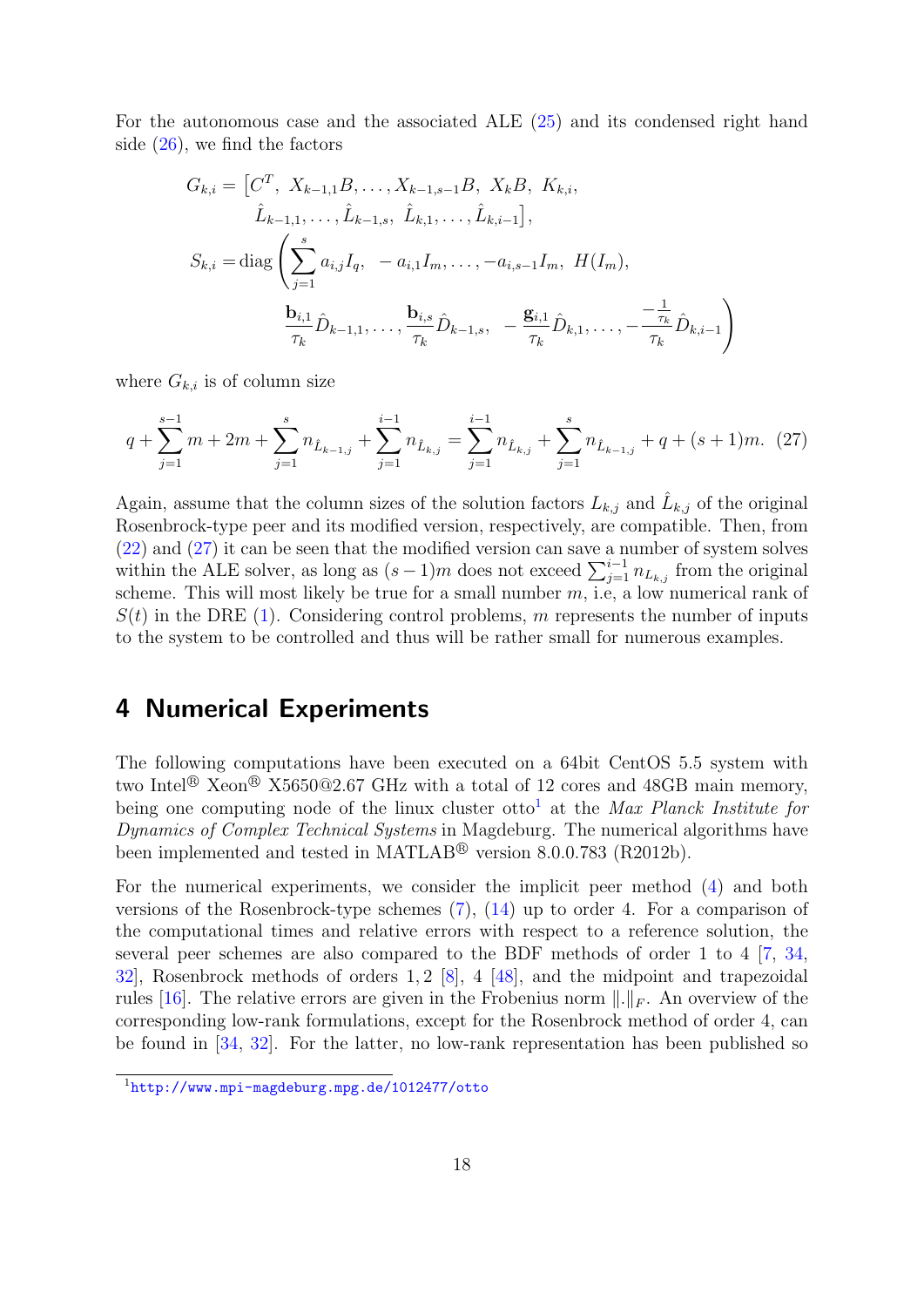For the autonomous case and the associated ALE (25) and its condensed right hand side (26), we find the factors

$$
\begin{aligned}
G_{k,i} = \big[&C^T,\ X_{k-1,1}B, \ldots, X_{k-1,s-1}B,\ X_kB,\ K_{k,i},\\
&\hat{L}_{k-1,1}, \ldots, \hat{L}_{k-1,s},\ \hat{L}_{k,1}, \ldots, \hat{L}_{k,i-1}\big],\\
S_{k,i} = \operatorname{diag}\Bigg(&\sum_{j=1}^{s} a_{i,j} I_q,\ \ -a_{i,1}I_m, \ldots, -a_{i,s-1}I_m,\ H(I_m),\\
&\frac{\mathbf{b}_{i,1}}{\tau_k}\hat{D}_{k-1,1}, \ldots, \frac{\mathbf{b}_{i,s}}{\tau_k}\hat{D}_{k-1,s},\ \ -\frac{\mathbf{g}_{i,1}}{\tau_k}\hat{D}_{k,1}, \ldots, -\frac{-\frac{1}{\tau_k}}{\tau_k}\hat{D}_{k,i-1}\Bigg)
\end{aligned}
$$

where $G_{k,i}$ is of column size

$$
q + \sum_{j=1}^{s-1} m + 2m + \sum_{j=1}^{s} n_{\hat{L}_{k-1,j}} + \sum_{j=1}^{i-1} n_{\hat{L}_{k,j}} = \sum_{j=1}^{i-1} n_{\hat{L}_{k,j}} + \sum_{j=1}^{s} n_{\hat{L}_{k-1,j}} + q + (s+1)m. \quad (27)
$$

Again, assume that the column sizes of the solution factors $L_{k,j}$ and $\hat{L}_{k,j}$ of the original Rosenbrock-type peer and its modified version, respectively, are compatible. Then, from (22) and (27) it can be seen that the modified version can save a number of system solves within the ALE solver, as long as $(s-1)m$ does not exceed $\sum_{j=1}^{i-1} n_{L_{k,j}}$ from the original scheme. This will most likely be true for a small number $m$, i.e, a low numerical rank of $S(t)$ in the DRE (1). Considering control problems, $m$ represents the number of inputs to the system to be controlled and thus will be rather small for numerous examples.

## 4 Numerical Experiments

The following computations have been executed on a 64bit CentOS 5.5 system with two Intel® Xeon® X5650@2.67 GHz with a total of 12 cores and 48GB main memory, being one computing node of the linux cluster otto[1] at the *Max Planck Institute for Dynamics of Complex Technical Systems* in Magdeburg. The numerical algorithms have been implemented and tested in MATLAB® version 8.0.0.783 (R2012b).

For the numerical experiments, we consider the implicit peer method (4) and both versions of the Rosenbrock-type schemes (7), (14) up to order 4. For a comparison of the computational times and relative errors with respect to a reference solution, the several peer schemes are also compared to the BDF methods of order 1 to 4 [7, 34, 32], Rosenbrock methods of orders 1, 2 [8], 4 [48], and the midpoint and trapezoidal rules [16]. The relative errors are given in the Frobenius norm $\|.\|_F$. An overview of the corresponding low-rank formulations, except for the Rosenbrock method of order 4, can be found in [34, 32]. For the latter, no low-rank representation has been published so

[1] http://www.mpi-magdeburg.mpg.de/1012477/otto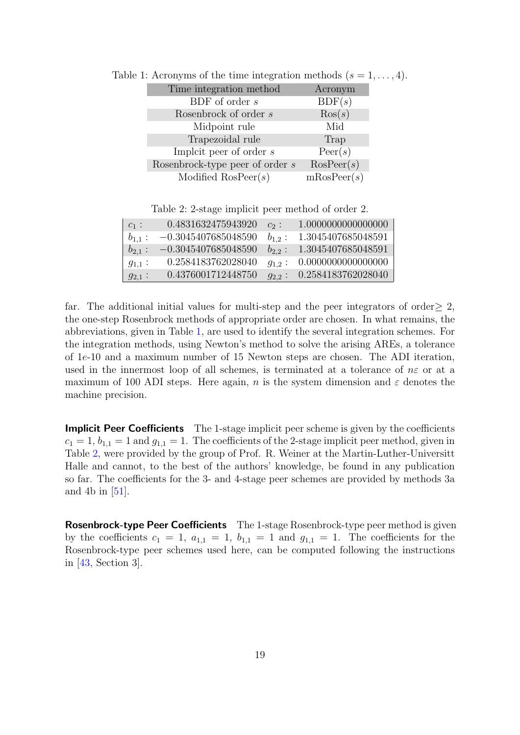Table 1: Acronyms of the time integration methods ($s = 1, \dots, 4$).

| Time integration method | Acronym |
|---|---|
| BDF of order $s$ | BDF($s$) |
| Rosenbrock of order $s$ | Ros($s$) |
| Midpoint rule | Mid |
| Trapezoidal rule | Trap |
| Implcit peer of order $s$ | Peer($s$) |
| Rosenbrock-type peer of order $s$ | RosPeer($s$) |
| Modified RosPeer($s$) | mRosPeer($s$) |

Table 2: 2-stage implicit peer method of order 2.

| | | | |
|---|---|---|---|
| $c_1$ : | 0.4831632475943920 | $c_2$ : | 1.0000000000000000 |
| $b_{1,1}$ : | −0.3045407685048590 | $b_{1,2}$ : | 1.3045407685048591 |
| $b_{2,1}$ : | −0.3045407685048590 | $b_{2,2}$ : | 1.3045407685048591 |
| $g_{1,1}$ : | 0.2584183762028040 | $g_{1,2}$ : | 0.0000000000000000 |
| $g_{2,1}$ : | 0.4376001712448750 | $g_{2,2}$ : | 0.2584183762028040 |

far. The additional initial values for multi-step and the peer integrators of order$\geq 2$, the one-step Rosenbrock methods of appropriate order are chosen. In what remains, the abbreviations, given in Table 1, are used to identify the several integration schemes. For the integration methods, using Newton's method to solve the arising AREs, a tolerance of $1e$-10 and a maximum number of 15 Newton steps are chosen. The ADI iteration, used in the innermost loop of all schemes, is terminated at a tolerance of $n\varepsilon$ or at a maximum of 100 ADI steps. Here again, $n$ is the system dimension and $\varepsilon$ denotes the machine precision.

**Implicit Peer Coefficients** The 1-stage implicit peer scheme is given by the coefficients $c_1 = 1$, $b_{1,1} = 1$ and $g_{1,1} = 1$. The coefficients of the 2-stage implicit peer method, given in Table 2, were provided by the group of Prof. R. Weiner at the Martin-Luther-Universitt Halle and cannot, to the best of the authors' knowledge, be found in any publication so far. The coefficients for the 3- and 4-stage peer schemes are provided by methods 3a and 4b in [51].

**Rosenbrock-type Peer Coefficients** The 1-stage Rosenbrock-type peer method is given by the coefficients $c_1 = 1$, $a_{1,1} = 1$, $b_{1,1} = 1$ and $g_{1,1} = 1$. The coefficients for the Rosenbrock-type peer schemes used here, can be computed following the instructions in [43, Section 3].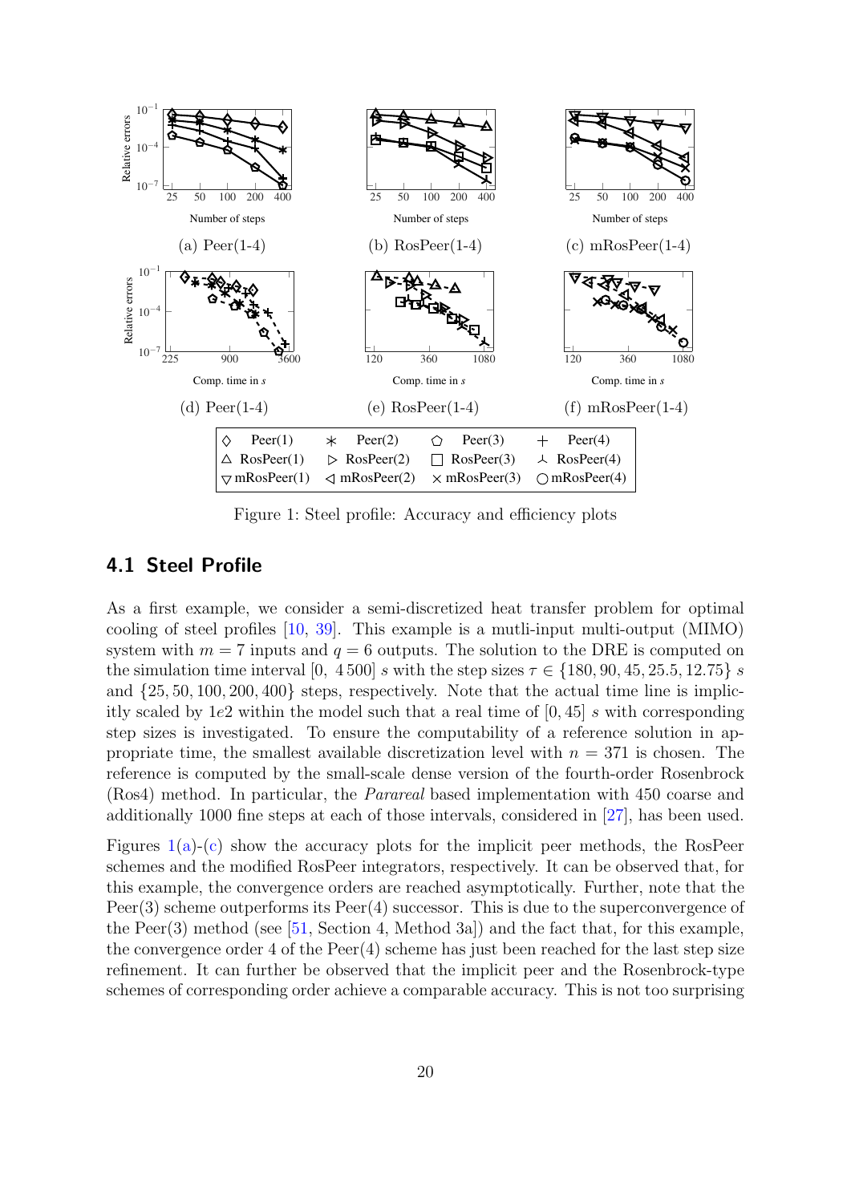Figure 1: Steel profile: Accuracy and efficiency plots

## 4.1 Steel Profile

As a first example, we consider a semi-discretized heat transfer problem for optimal cooling of steel profiles [10, 39]. This example is a mutli-input multi-output (MIMO) system with $m = 7$ inputs and $q = 6$ outputs. The solution to the DRE is computed on the simulation time interval $[0,\ 4\,500]$ $s$ with the step sizes $\tau \in \{180, 90, 45, 25.5, 12.75\}$ $s$ and $\{25, 50, 100, 200, 400\}$ steps, respectively. Note that the actual time line is implicitly scaled by $1e2$ within the model such that a real time of $[0, 45]$ $s$ with corresponding step sizes is investigated. To ensure the computability of a reference solution in appropriate time, the smallest available discretization level with $n = 371$ is chosen. The reference is computed by the small-scale dense version of the fourth-order Rosenbrock (Ros4) method. In particular, the *Parareal* based implementation with 450 coarse and additionally 1000 fine steps at each of those intervals, considered in [27], has been used.

Figures 1(a)-(c) show the accuracy plots for the implicit peer methods, the RosPeer schemes and the modified RosPeer integrators, respectively. It can be observed that, for this example, the convergence orders are reached asymptotically. Further, note that the Peer(3) scheme outperforms its Peer(4) successor. This is due to the superconvergence of the Peer(3) method (see [51, Section 4, Method 3a]) and the fact that, for this example, the convergence order 4 of the Peer(4) scheme has just been reached for the last step size refinement. It can further be observed that the implicit peer and the Rosenbrock-type schemes of corresponding order achieve a comparable accuracy. This is not too surprising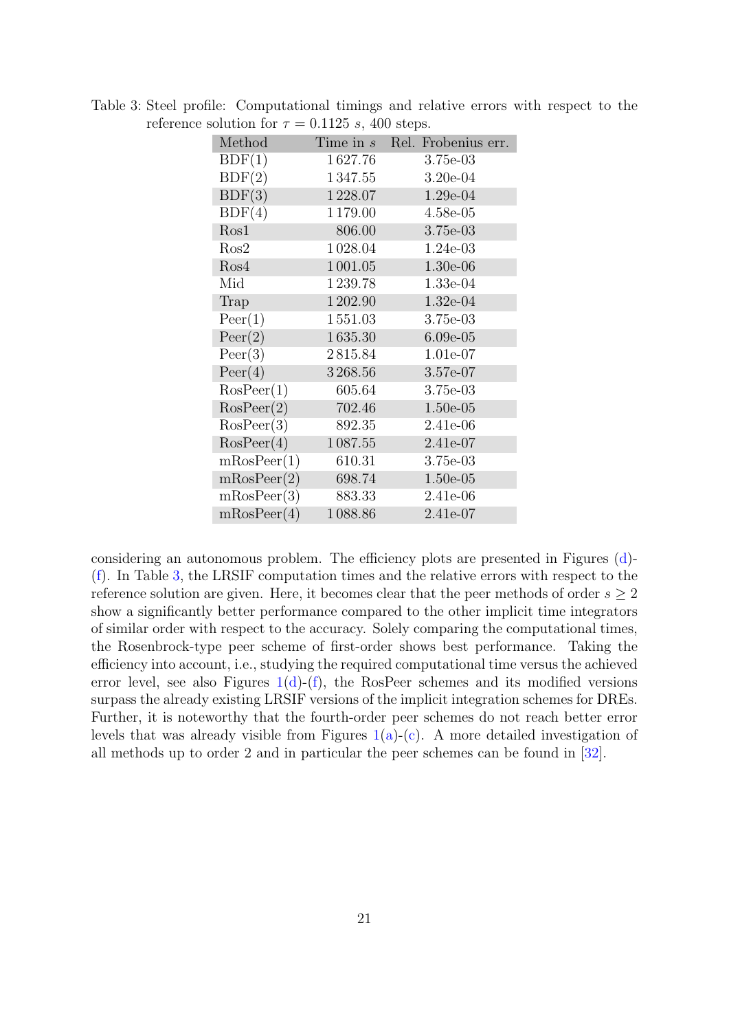Table 3: Steel profile: Computational timings and relative errors with respect to the reference solution for $\tau = 0.1125$ $s$, 400 steps.

| Method | Time in $s$ | Rel. Frobenius err. |
|---|---|---|
| BDF(1) | 1 627.76 | 3.75e-03 |
| BDF(2) | 1 347.55 | 3.20e-04 |
| BDF(3) | 1 228.07 | 1.29e-04 |
| BDF(4) | 1 179.00 | 4.58e-05 |
| Ros1 | 806.00 | 3.75e-03 |
| Ros2 | 1 028.04 | 1.24e-03 |
| Ros4 | 1 001.05 | 1.30e-06 |
| Mid | 1 239.78 | 1.33e-04 |
| Trap | 1 202.90 | 1.32e-04 |
| Peer(1) | 1 551.03 | 3.75e-03 |
| Peer(2) | 1 635.30 | 6.09e-05 |
| Peer(3) | 2 815.84 | 1.01e-07 |
| Peer(4) | 3 268.56 | 3.57e-07 |
| RosPeer(1) | 605.64 | 3.75e-03 |
| RosPeer(2) | 702.46 | 1.50e-05 |
| RosPeer(3) | 892.35 | 2.41e-06 |
| RosPeer(4) | 1 087.55 | 2.41e-07 |
| mRosPeer(1) | 610.31 | 3.75e-03 |
| mRosPeer(2) | 698.74 | 1.50e-05 |
| mRosPeer(3) | 883.33 | 2.41e-06 |
| mRosPeer(4) | 1 088.86 | 2.41e-07 |

considering an autonomous problem. The efficiency plots are presented in Figures (d)-(f). In Table 3, the LRSIF computation times and the relative errors with respect to the reference solution are given. Here, it becomes clear that the peer methods of order $s \geq 2$ show a significantly better performance compared to the other implicit time integrators of similar order with respect to the accuracy. Solely comparing the computational times, the Rosenbrock-type peer scheme of first-order shows best performance. Taking the efficiency into account, i.e., studying the required computational time versus the achieved error level, see also Figures 1(d)-(f), the RosPeer schemes and its modified versions surpass the already existing LRSIF versions of the implicit integration schemes for DREs. Further, it is noteworthy that the fourth-order peer schemes do not reach better error levels that was already visible from Figures 1(a)-(c). A more detailed investigation of all methods up to order 2 and in particular the peer schemes can be found in [32].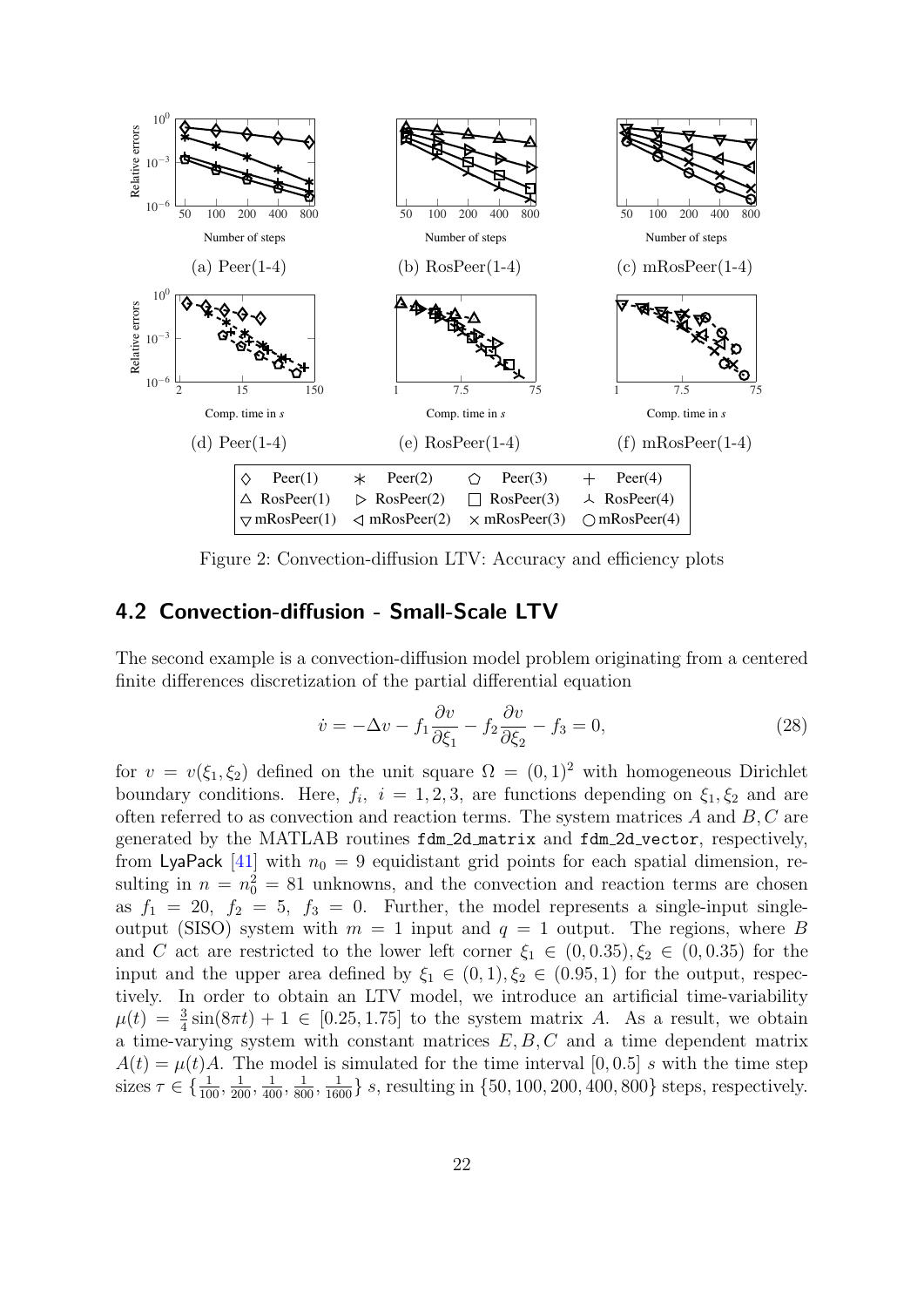Figure 2: Convection-diffusion LTV: Accuracy and efficiency plots

## 4.2 Convection-diffusion - Small-Scale LTV

The second example is a convection-diffusion model problem originating from a centered finite differences discretization of the partial differential equation

$$\dot{v} = -\Delta v - f_1 \frac{\partial v}{\partial \xi_1} - f_2 \frac{\partial v}{\partial \xi_2} - f_3 = 0, \tag{28}$$

for $v = v(\xi_1, \xi_2)$ defined on the unit square $\Omega = (0,1)^2$ with homogeneous Dirichlet boundary conditions. Here, $f_i,\ i = 1,2,3$, are functions depending on $\xi_1, \xi_2$ and are often referred to as convection and reaction terms. The system matrices $A$ and $B, C$ are generated by the MATLAB routines `fdm_2d_matrix` and `fdm_2d_vector`, respectively, from LyaPack [41] with $n_0 = 9$ equidistant grid points for each spatial dimension, resulting in $n = n_0^2 = 81$ unknowns, and the convection and reaction terms are chosen as $f_1 = 20,\ f_2 = 5,\ f_3 = 0$. Further, the model represents a single-input single-output (SISO) system with $m = 1$ input and $q = 1$ output. The regions, where $B$ and $C$ act are restricted to the lower left corner $\xi_1 \in (0, 0.35), \xi_2 \in (0, 0.35)$ for the input and the upper area defined by $\xi_1 \in (0,1), \xi_2 \in (0.95, 1)$ for the output, respectively. In order to obtain an LTV model, we introduce an artificial time-variability $\mu(t) = \frac{3}{4}\sin(8\pi t) + 1 \in [0.25, 1.75]$ to the system matrix $A$. As a result, we obtain a time-varying system with constant matrices $E, B, C$ and a time dependent matrix $A(t) = \mu(t)A$. The model is simulated for the time interval $[0, 0.5]$ $s$ with the time step sizes $\tau \in \{\frac{1}{100}, \frac{1}{200}, \frac{1}{400}, \frac{1}{800}, \frac{1}{1600}\}$ $s$, resulting in $\{50, 100, 200, 400, 800\}$ steps, respectively.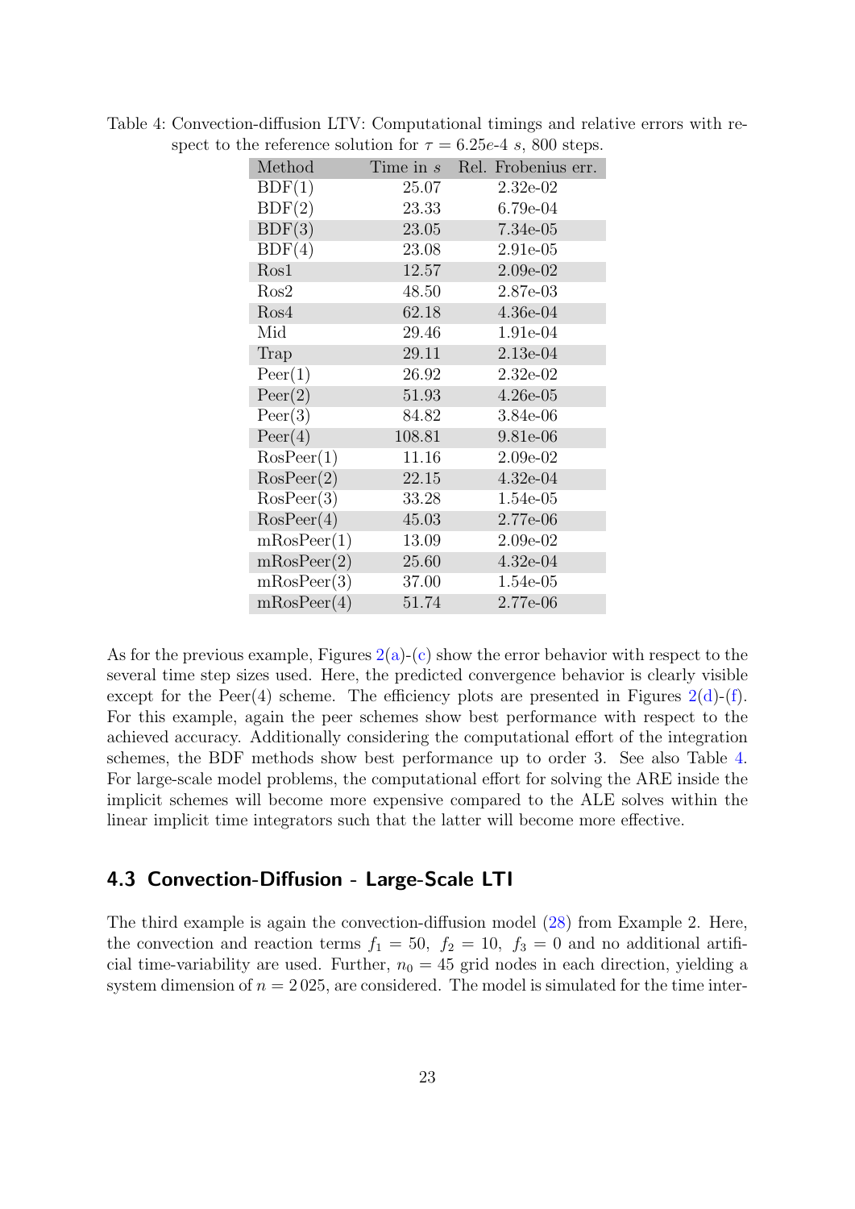Table 4: Convection-diffusion LTV: Computational timings and relative errors with respect to the reference solution for $\tau = 6.25e\text{-}4\ s$, 800 steps.

| Method | Time in $s$ | Rel. Frobenius err. |
|---|---|---|
| BDF(1) | 25.07 | 2.32e-02 |
| BDF(2) | 23.33 | 6.79e-04 |
| BDF(3) | 23.05 | 7.34e-05 |
| BDF(4) | 23.08 | 2.91e-05 |
| Ros1 | 12.57 | 2.09e-02 |
| Ros2 | 48.50 | 2.87e-03 |
| Ros4 | 62.18 | 4.36e-04 |
| Mid | 29.46 | 1.91e-04 |
| Trap | 29.11 | 2.13e-04 |
| Peer(1) | 26.92 | 2.32e-02 |
| Peer(2) | 51.93 | 4.26e-05 |
| Peer(3) | 84.82 | 3.84e-06 |
| Peer(4) | 108.81 | 9.81e-06 |
| RosPeer(1) | 11.16 | 2.09e-02 |
| RosPeer(2) | 22.15 | 4.32e-04 |
| RosPeer(3) | 33.28 | 1.54e-05 |
| RosPeer(4) | 45.03 | 2.77e-06 |
| mRosPeer(1) | 13.09 | 2.09e-02 |
| mRosPeer(2) | 25.60 | 4.32e-04 |
| mRosPeer(3) | 37.00 | 1.54e-05 |
| mRosPeer(4) | 51.74 | 2.77e-06 |

As for the previous example, Figures 2(a)-(c) show the error behavior with respect to the several time step sizes used. Here, the predicted convergence behavior is clearly visible except for the Peer(4) scheme. The efficiency plots are presented in Figures 2(d)-(f). For this example, again the peer schemes show best performance with respect to the achieved accuracy. Additionally considering the computational effort of the integration schemes, the BDF methods show best performance up to order 3. See also Table 4. For large-scale model problems, the computational effort for solving the ARE inside the implicit schemes will become more expensive compared to the ALE solves within the linear implicit time integrators such that the latter will become more effective.

## 4.3 Convection-Diffusion - Large-Scale LTI

The third example is again the convection-diffusion model (28) from Example 2. Here, the convection and reaction terms $f_1 = 50,\ f_2 = 10,\ f_3 = 0$ and no additional artificial time-variability are used. Further, $n_0 = 45$ grid nodes in each direction, yielding a system dimension of $n = 2\,025$, are considered. The model is simulated for the time inter-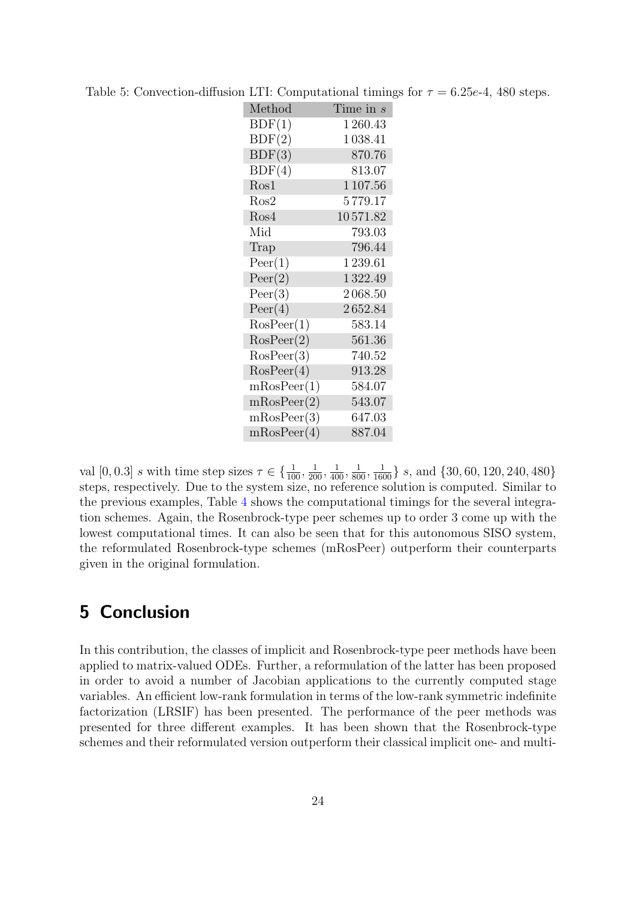Table 5: Convection-diffusion LTI: Computational timings for $\tau = 6.25e\text{-}4$, 480 steps.

| Method | Time in $s$ |
|---|---|
| BDF(1) | 1 260.43 |
| BDF(2) | 1 038.41 |
| BDF(3) | 870.76 |
| BDF(4) | 813.07 |
| Ros1 | 1 107.56 |
| Ros2 | 5 779.17 |
| Ros4 | 10 571.82 |
| Mid | 793.03 |
| Trap | 796.44 |
| Peer(1) | 1 239.61 |
| Peer(2) | 1 322.49 |
| Peer(3) | 2 068.50 |
| Peer(4) | 2 652.84 |
| RosPeer(1) | 583.14 |
| RosPeer(2) | 561.36 |
| RosPeer(3) | 740.52 |
| RosPeer(4) | 913.28 |
| mRosPeer(1) | 584.07 |
| mRosPeer(2) | 543.07 |
| mRosPeer(3) | 647.03 |
| mRosPeer(4) | 887.04 |

val $[0, 0.3]$ $s$ with time step sizes $\tau \in \{\frac{1}{100}, \frac{1}{200}, \frac{1}{400}, \frac{1}{800}, \frac{1}{1600}\}$ $s$, and $\{30, 60, 120, 240, 480\}$ steps, respectively. Due to the system size, no reference solution is computed. Similar to the previous examples, Table 4 shows the computational timings for the several integration schemes. Again, the Rosenbrock-type peer schemes up to order 3 come up with the lowest computational times. It can also be seen that for this autonomous SISO system, the reformulated Rosenbrock-type schemes (mRosPeer) outperform their counterparts given in the original formulation.

## 5 Conclusion

In this contribution, the classes of implicit and Rosenbrock-type peer methods have been applied to matrix-valued ODEs. Further, a reformulation of the latter has been proposed in order to avoid a number of Jacobian applications to the currently computed stage variables. An efficient low-rank formulation in terms of the low-rank symmetric indefinite factorization (LRSIF) has been presented. The performance of the peer methods was presented for three different examples. It has been shown that the Rosenbrock-type schemes and their reformulated version outperform their classical implicit one- and multi-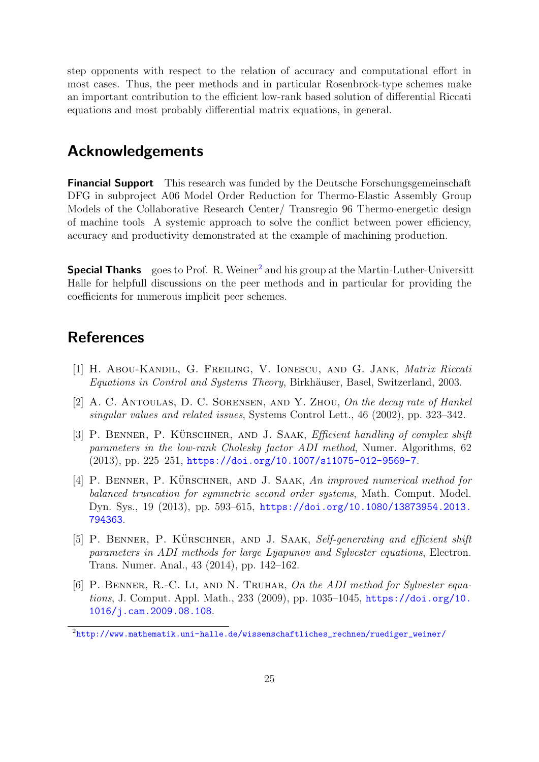step opponents with respect to the relation of accuracy and computational effort in most cases. Thus, the peer methods and in particular Rosenbrock-type schemes make an important contribution to the efficient low-rank based solution of differential Riccati equations and most probably differential matrix equations, in general.

## Acknowledgements

**Financial Support** This research was funded by the Deutsche Forschungsgemeinschaft DFG in subproject A06 Model Order Reduction for Thermo-Elastic Assembly Group Models of the Collaborative Research Center/ Transregio 96 Thermo-energetic design of machine tools A systemic approach to solve the conflict between power efficiency, accuracy and productivity demonstrated at the example of machining production.

**Special Thanks** goes to Prof. R. Weiner[2] and his group at the Martin-Luther-Universitt Halle for helpfull discussions on the peer methods and in particular for providing the coefficients for numerous implicit peer schemes.

## References

[1] H. Abou-Kandil, G. Freiling, V. Ionescu, and G. Jank, *Matrix Riccati Equations in Control and Systems Theory*, Birkhäuser, Basel, Switzerland, 2003.

[2] A. C. Antoulas, D. C. Sorensen, and Y. Zhou, *On the decay rate of Hankel singular values and related issues*, Systems Control Lett., 46 (2002), pp. 323–342.

[3] P. Benner, P. Kürschner, and J. Saak, *Efficient handling of complex shift parameters in the low-rank Cholesky factor ADI method*, Numer. Algorithms, 62 (2013), pp. 225–251, https://doi.org/10.1007/s11075-012-9569-7.

[4] P. Benner, P. Kürschner, and J. Saak, *An improved numerical method for balanced truncation for symmetric second order systems*, Math. Comput. Model. Dyn. Sys., 19 (2013), pp. 593–615, https://doi.org/10.1080/13873954.2013.794363.

[5] P. Benner, P. Kürschner, and J. Saak, *Self-generating and efficient shift parameters in ADI methods for large Lyapunov and Sylvester equations*, Electron. Trans. Numer. Anal., 43 (2014), pp. 142–162.

[6] P. Benner, R.-C. Li, and N. Truhar, *On the ADI method for Sylvester equations*, J. Comput. Appl. Math., 233 (2009), pp. 1035–1045, https://doi.org/10.1016/j.cam.2009.08.108.

[2] http://www.mathematik.uni-halle.de/wissenschaftliches_rechnen/ruediger_weiner/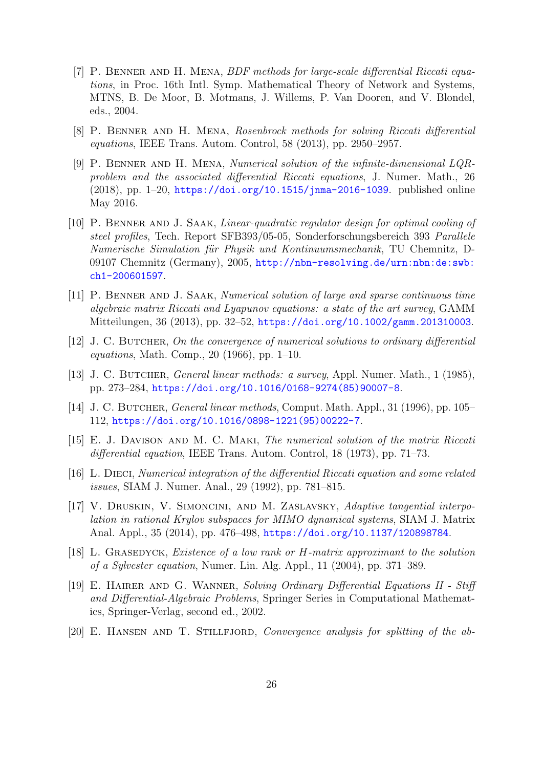- [7] P. Benner and H. Mena, *BDF methods for large-scale differential Riccati equations*, in Proc. 16th Intl. Symp. Mathematical Theory of Network and Systems, MTNS, B. De Moor, B. Motmans, J. Willems, P. Van Dooren, and V. Blondel, eds., 2004.
- [8] P. Benner and H. Mena, *Rosenbrock methods for solving Riccati differential equations*, IEEE Trans. Autom. Control, 58 (2013), pp. 2950–2957.
- [9] P. Benner and H. Mena, *Numerical solution of the infinite-dimensional LQR-problem and the associated differential Riccati equations*, J. Numer. Math., 26 (2018), pp. 1–20, https://doi.org/10.1515/jnma-2016-1039. published online May 2016.
- [10] P. Benner and J. Saak, *Linear-quadratic regulator design for optimal cooling of steel profiles*, Tech. Report SFB393/05-05, Sonderforschungsbereich 393 *Parallele Numerische Simulation für Physik und Kontinuumsmechanik*, TU Chemnitz, D-09107 Chemnitz (Germany), 2005, http://nbn-resolving.de/urn:nbn:de:swb:ch1-200601597.
- [11] P. Benner and J. Saak, *Numerical solution of large and sparse continuous time algebraic matrix Riccati and Lyapunov equations: a state of the art survey*, GAMM Mitteilungen, 36 (2013), pp. 32–52, https://doi.org/10.1002/gamm.201310003.
- [12] J. C. Butcher, *On the convergence of numerical solutions to ordinary differential equations*, Math. Comp., 20 (1966), pp. 1–10.
- [13] J. C. Butcher, *General linear methods: a survey*, Appl. Numer. Math., 1 (1985), pp. 273–284, https://doi.org/10.1016/0168-9274(85)90007-8.
- [14] J. C. Butcher, *General linear methods*, Comput. Math. Appl., 31 (1996), pp. 105–112, https://doi.org/10.1016/0898-1221(95)00222-7.
- [15] E. J. Davison and M. C. Maki, *The numerical solution of the matrix Riccati differential equation*, IEEE Trans. Autom. Control, 18 (1973), pp. 71–73.
- [16] L. Dieci, *Numerical integration of the differential Riccati equation and some related issues*, SIAM J. Numer. Anal., 29 (1992), pp. 781–815.
- [17] V. Druskin, V. Simoncini, and M. Zaslavsky, *Adaptive tangential interpolation in rational Krylov subspaces for MIMO dynamical systems*, SIAM J. Matrix Anal. Appl., 35 (2014), pp. 476–498, https://doi.org/10.1137/120898784.
- [18] L. Grasedyck, *Existence of a low rank or H-matrix approximant to the solution of a Sylvester equation*, Numer. Lin. Alg. Appl., 11 (2004), pp. 371–389.
- [19] E. Hairer and G. Wanner, *Solving Ordinary Differential Equations II - Stiff and Differential-Algebraic Problems*, Springer Series in Computational Mathematics, Springer-Verlag, second ed., 2002.
- [20] E. Hansen and T. Stillfjord, *Convergence analysis for splitting of the ab-*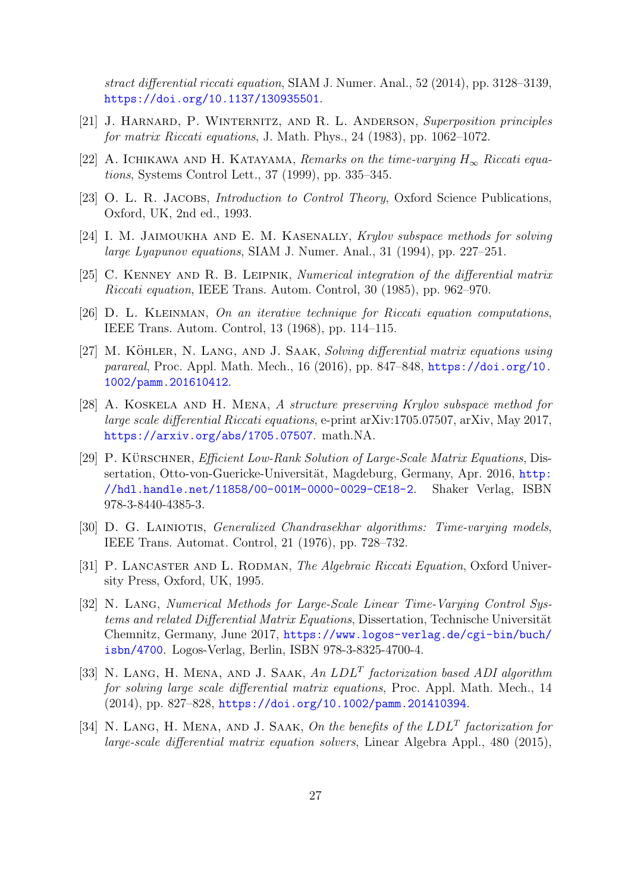*stract differential riccati equation*, SIAM J. Numer. Anal., 52 (2014), pp. 3128–3139, https://doi.org/10.1137/130935501.

[21] J. Harnard, P. Winternitz, and R. L. Anderson, *Superposition principles for matrix Riccati equations*, J. Math. Phys., 24 (1983), pp. 1062–1072.

[22] A. Ichikawa and H. Katayama, *Remarks on the time-varying $H_\infty$ Riccati equations*, Systems Control Lett., 37 (1999), pp. 335–345.

[23] O. L. R. Jacobs, *Introduction to Control Theory*, Oxford Science Publications, Oxford, UK, 2nd ed., 1993.

[24] I. M. Jaimoukha and E. M. Kasenally, *Krylov subspace methods for solving large Lyapunov equations*, SIAM J. Numer. Anal., 31 (1994), pp. 227–251.

[25] C. Kenney and R. B. Leipnik, *Numerical integration of the differential matrix Riccati equation*, IEEE Trans. Autom. Control, 30 (1985), pp. 962–970.

[26] D. L. Kleinman, *On an iterative technique for Riccati equation computations*, IEEE Trans. Autom. Control, 13 (1968), pp. 114–115.

[27] M. Köhler, N. Lang, and J. Saak, *Solving differential matrix equations using parareal*, Proc. Appl. Math. Mech., 16 (2016), pp. 847–848, https://doi.org/10.1002/pamm.201610412.

[28] A. Koskela and H. Mena, *A structure preserving Krylov subspace method for large scale differential Riccati equations*, e-print arXiv:1705.07507, arXiv, May 2017, https://arxiv.org/abs/1705.07507. math.NA.

[29] P. Kürschner, *Efficient Low-Rank Solution of Large-Scale Matrix Equations*, Dissertation, Otto-von-Guericke-Universität, Magdeburg, Germany, Apr. 2016, http://hdl.handle.net/11858/00-001M-0000-0029-CE18-2. Shaker Verlag, ISBN 978-3-8440-4385-3.

[30] D. G. Lainiotis, *Generalized Chandrasekhar algorithms: Time-varying models*, IEEE Trans. Automat. Control, 21 (1976), pp. 728–732.

[31] P. Lancaster and L. Rodman, *The Algebraic Riccati Equation*, Oxford University Press, Oxford, UK, 1995.

[32] N. Lang, *Numerical Methods for Large-Scale Linear Time-Varying Control Systems and related Differential Matrix Equations*, Dissertation, Technische Universität Chemnitz, Germany, June 2017, https://www.logos-verlag.de/cgi-bin/buch/isbn/4700. Logos-Verlag, Berlin, ISBN 978-3-8325-4700-4.

[33] N. Lang, H. Mena, and J. Saak, *An $LDL^T$ factorization based ADI algorithm for solving large scale differential matrix equations*, Proc. Appl. Math. Mech., 14 (2014), pp. 827–828, https://doi.org/10.1002/pamm.201410394.

[34] N. Lang, H. Mena, and J. Saak, *On the benefits of the $LDL^T$ factorization for large-scale differential matrix equation solvers*, Linear Algebra Appl., 480 (2015),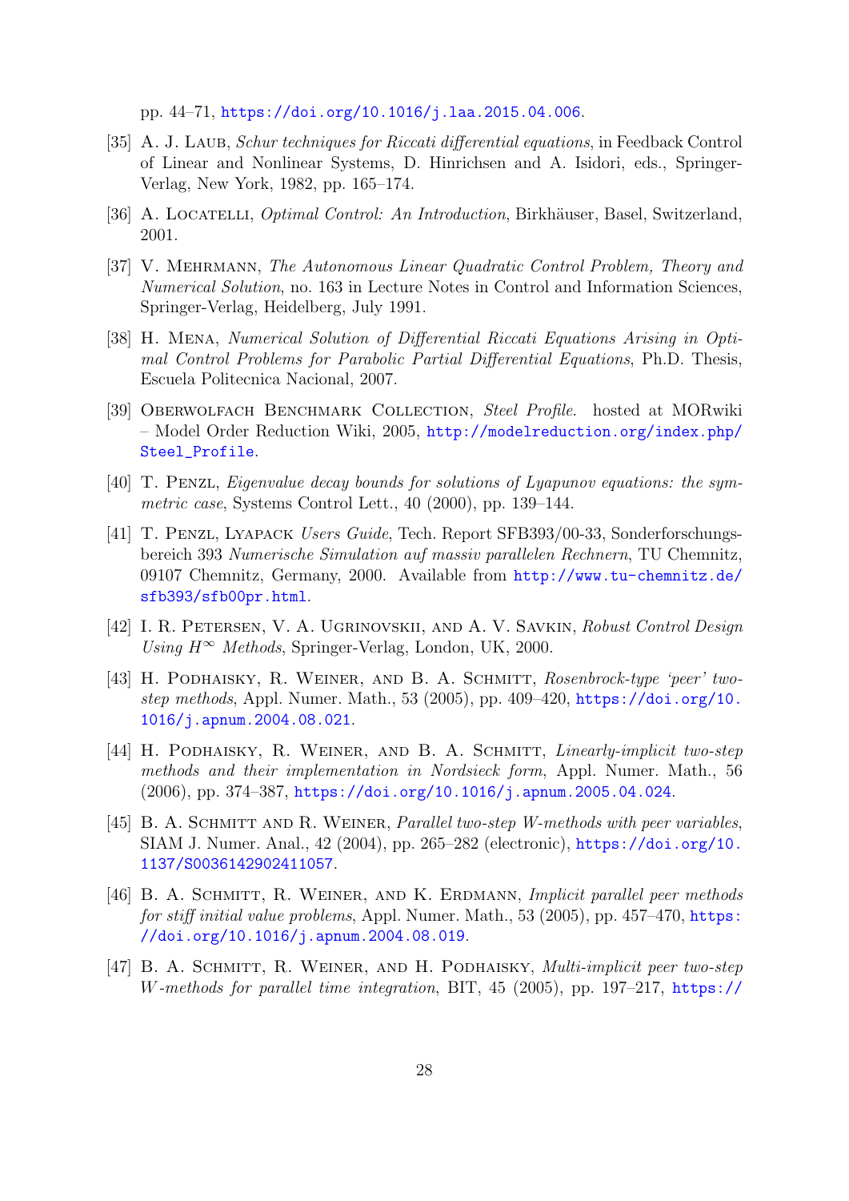pp. 44–71, https://doi.org/10.1016/j.laa.2015.04.006.

[35] A. J. Laub, *Schur techniques for Riccati differential equations*, in Feedback Control of Linear and Nonlinear Systems, D. Hinrichsen and A. Isidori, eds., Springer-Verlag, New York, 1982, pp. 165–174.

[36] A. Locatelli, *Optimal Control: An Introduction*, Birkhäuser, Basel, Switzerland, 2001.

[37] V. Mehrmann, *The Autonomous Linear Quadratic Control Problem, Theory and Numerical Solution*, no. 163 in Lecture Notes in Control and Information Sciences, Springer-Verlag, Heidelberg, July 1991.

[38] H. Mena, *Numerical Solution of Differential Riccati Equations Arising in Optimal Control Problems for Parabolic Partial Differential Equations*, Ph.D. Thesis, Escuela Politecnica Nacional, 2007.

[39] Oberwolfach Benchmark Collection, *Steel Profile*. hosted at MORwiki – Model Order Reduction Wiki, 2005, http://modelreduction.org/index.php/Steel_Profile.

[40] T. Penzl, *Eigenvalue decay bounds for solutions of Lyapunov equations: the symmetric case*, Systems Control Lett., 40 (2000), pp. 139–144.

[41] T. Penzl, Lyapack *Users Guide*, Tech. Report SFB393/00-33, Sonderforschungsbereich 393 *Numerische Simulation auf massiv parallelen Rechnern*, TU Chemnitz, 09107 Chemnitz, Germany, 2000. Available from http://www.tu-chemnitz.de/sfb393/sfb00pr.html.

[42] I. R. Petersen, V. A. Ugrinovskii, and A. V. Savkin, *Robust Control Design Using $H^\infty$ Methods*, Springer-Verlag, London, UK, 2000.

[43] H. Podhaisky, R. Weiner, and B. A. Schmitt, *Rosenbrock-type 'peer' two-step methods*, Appl. Numer. Math., 53 (2005), pp. 409–420, https://doi.org/10.1016/j.apnum.2004.08.021.

[44] H. Podhaisky, R. Weiner, and B. A. Schmitt, *Linearly-implicit two-step methods and their implementation in Nordsieck form*, Appl. Numer. Math., 56 (2006), pp. 374–387, https://doi.org/10.1016/j.apnum.2005.04.024.

[45] B. A. Schmitt and R. Weiner, *Parallel two-step W-methods with peer variables*, SIAM J. Numer. Anal., 42 (2004), pp. 265–282 (electronic), https://doi.org/10.1137/S0036142902411057.

[46] B. A. Schmitt, R. Weiner, and K. Erdmann, *Implicit parallel peer methods for stiff initial value problems*, Appl. Numer. Math., 53 (2005), pp. 457–470, https://doi.org/10.1016/j.apnum.2004.08.019.

[47] B. A. Schmitt, R. Weiner, and H. Podhaisky, *Multi-implicit peer two-step W-methods for parallel time integration*, BIT, 45 (2005), pp. 197–217, https://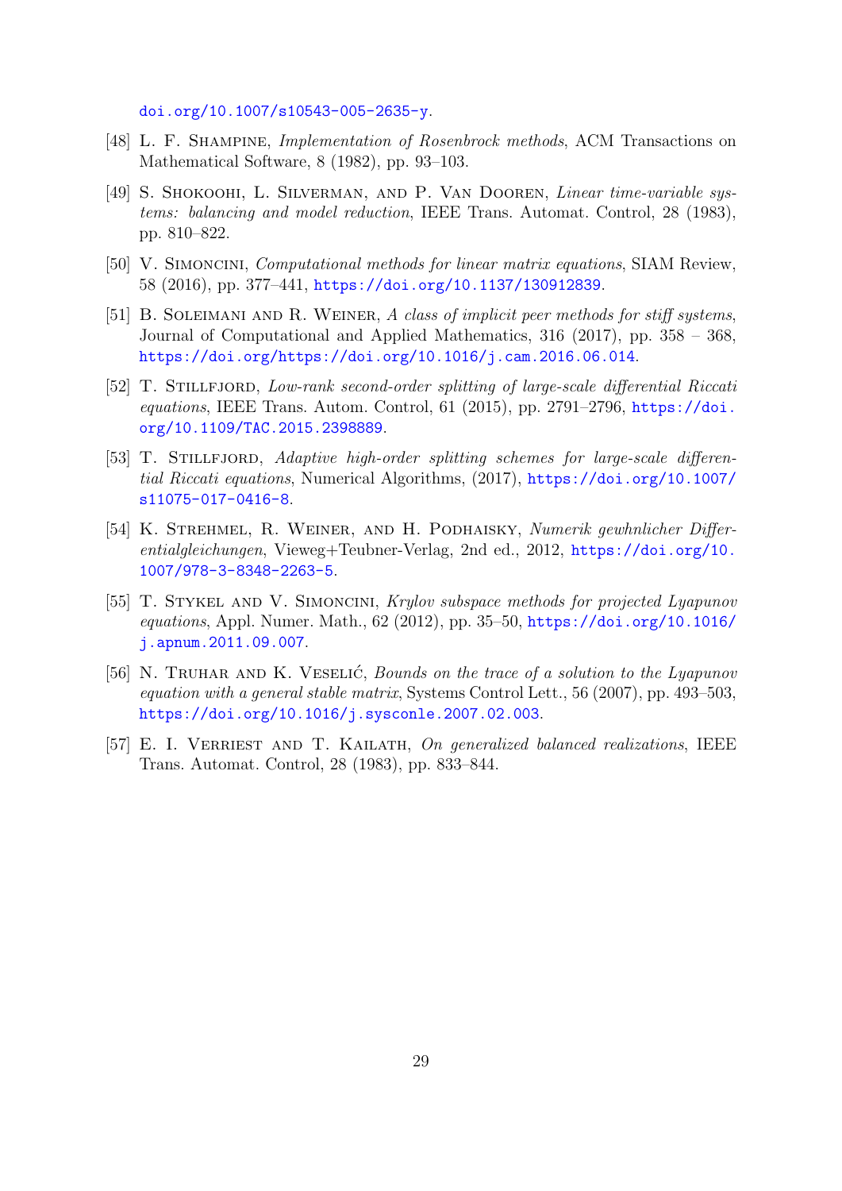doi.org/10.1007/s10543-005-2635-y.

[48] L. F. Shampine, *Implementation of Rosenbrock methods*, ACM Transactions on Mathematical Software, 8 (1982), pp. 93–103.

[49] S. Shokoohi, L. Silverman, and P. Van Dooren, *Linear time-variable systems: balancing and model reduction*, IEEE Trans. Automat. Control, 28 (1983), pp. 810–822.

[50] V. Simoncini, *Computational methods for linear matrix equations*, SIAM Review, 58 (2016), pp. 377–441, https://doi.org/10.1137/130912839.

[51] B. Soleimani and R. Weiner, *A class of implicit peer methods for stiff systems*, Journal of Computational and Applied Mathematics, 316 (2017), pp. 358 – 368, https://doi.org/https://doi.org/10.1016/j.cam.2016.06.014.

[52] T. Stillfjord, *Low-rank second-order splitting of large-scale differential Riccati equations*, IEEE Trans. Autom. Control, 61 (2015), pp. 2791–2796, https://doi.org/10.1109/TAC.2015.2398889.

[53] T. Stillfjord, *Adaptive high-order splitting schemes for large-scale differential Riccati equations*, Numerical Algorithms, (2017), https://doi.org/10.1007/s11075-017-0416-8.

[54] K. Strehmel, R. Weiner, and H. Podhaisky, *Numerik gewhnlicher Differentialgleichungen*, Vieweg+Teubner-Verlag, 2nd ed., 2012, https://doi.org/10.1007/978-3-8348-2263-5.

[55] T. Stykel and V. Simoncini, *Krylov subspace methods for projected Lyapunov equations*, Appl. Numer. Math., 62 (2012), pp. 35–50, https://doi.org/10.1016/j.apnum.2011.09.007.

[56] N. Truhar and K. Veselić, *Bounds on the trace of a solution to the Lyapunov equation with a general stable matrix*, Systems Control Lett., 56 (2007), pp. 493–503, https://doi.org/10.1016/j.sysconle.2007.02.003.

[57] E. I. Verriest and T. Kailath, *On generalized balanced realizations*, IEEE Trans. Automat. Control, 28 (1983), pp. 833–844.